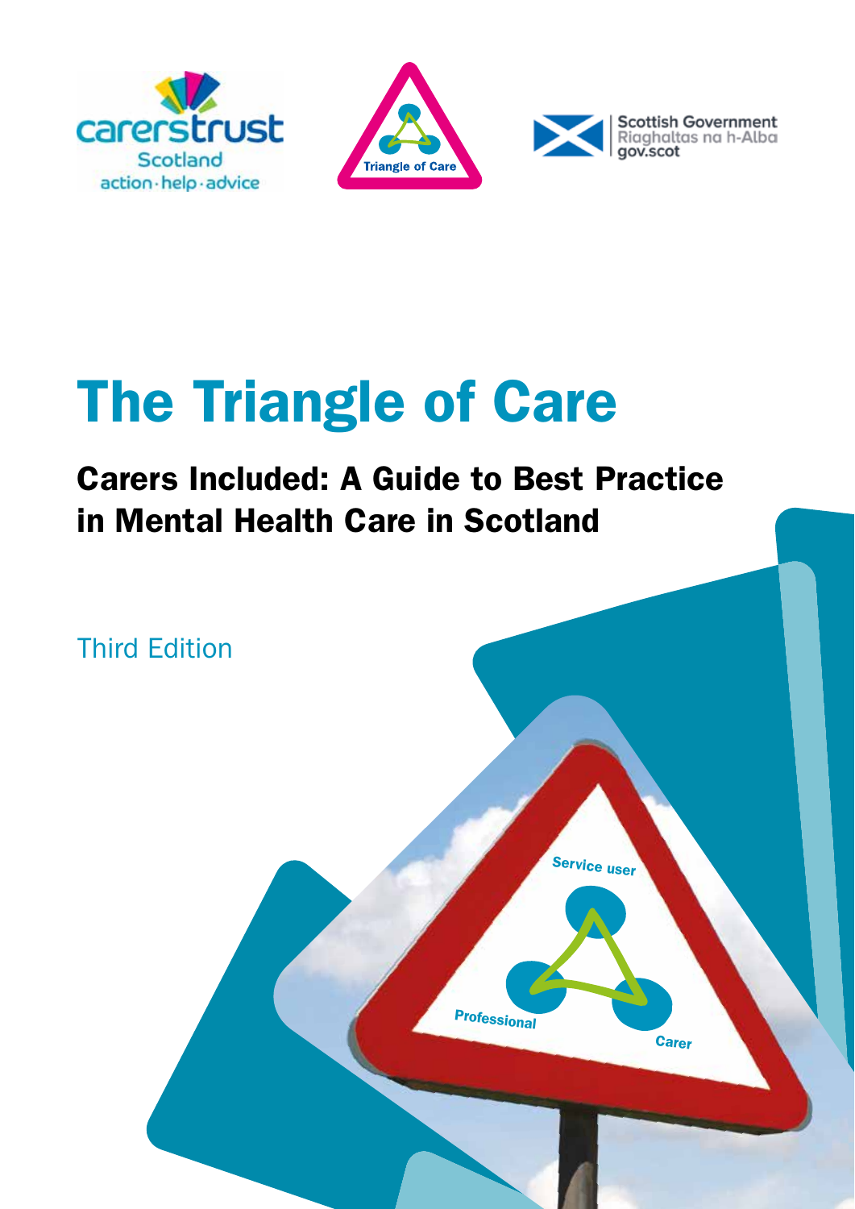# The Triangle of Care

## Carers Included: A Guide to Best Practice in Mental Health Care in Scotland

Third Edition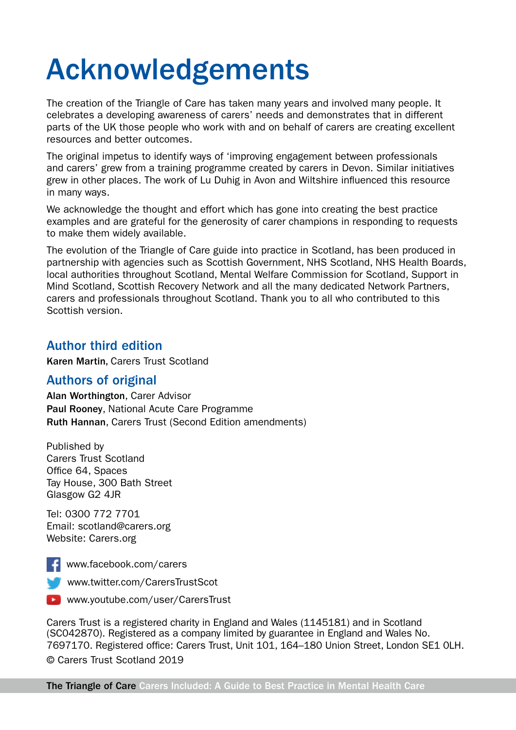# Acknowledgements

The creation of the Triangle of Care has taken many years and involved many people. It celebrates a developing awareness of carers' needs and demonstrates that in different parts of the UK those people who work with and on behalf of carers are creating excellent resources and better outcomes.

The original impetus to identify ways of 'improving engagement between professionals and carers' grew from a training programme created by carers in Devon. Similar initiatives grew in other places. The work of Lu Duhig in Avon and Wiltshire influenced this resource in many ways.

We acknowledge the thought and effort which has gone into creating the best practice examples and are grateful for the generosity of carer champions in responding to requests to make them widely available.

The evolution of the Triangle of Care guide into practice in Scotland, has been produced in partnership with agencies such as Scottish Government, NHS Scotland, NHS Health Boards, local authorities throughout Scotland, Mental Welfare Commission for Scotland, Support in Mind Scotland, Scottish Recovery Network and all the many dedicated Network Partners, carers and professionals throughout Scotland. Thank you to all who contributed to this Scottish version.

## Author third edition

**Karen Martin**, Carers Trust Scotland

## Authors of original

**Alan Worthington**, Carer Advisor
**Paul Rooney**, National Acute Care Programme
**Ruth Hannan**, Carers Trust (Second Edition amendments)

Published by
Carers Trust Scotland
Office 64, Spaces
Tay House, 300 Bath Street
Glasgow G2 4JR

Tel: 0300 772 7701
Email: scotland@carers.org
Website: Carers.org

www.facebook.com/carers
www.twitter.com/CarersTrustScot
www.youtube.com/user/CarersTrust

Carers Trust is a registered charity in England and Wales (1145181) and in Scotland (SC042870). Registered as a company limited by guarantee in England and Wales No. 7697170. Registered office: Carers Trust, Unit 101, 164–180 Union Street, London SE1 0LH.

© Carers Trust Scotland 2019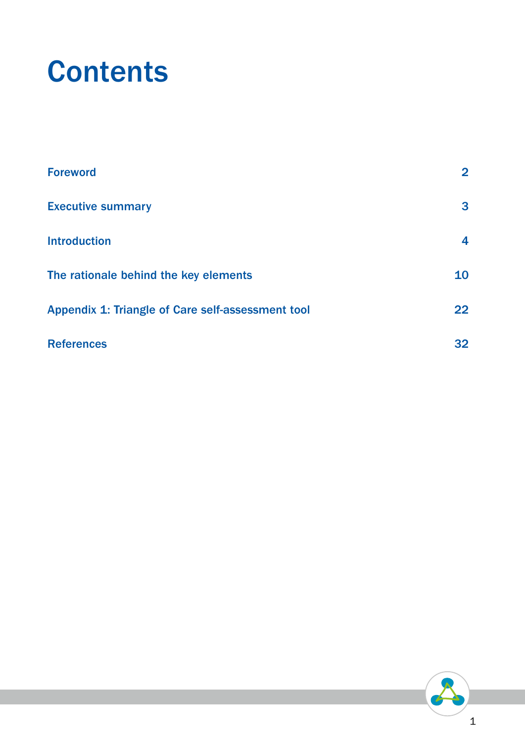# Contents

| | |
|---|---|
| Foreword | 2 |
| Executive summary | 3 |
| Introduction | 4 |
| The rationale behind the key elements | 10 |
| Appendix 1: Triangle of Care self-assessment tool | 22 |
| References | 32 |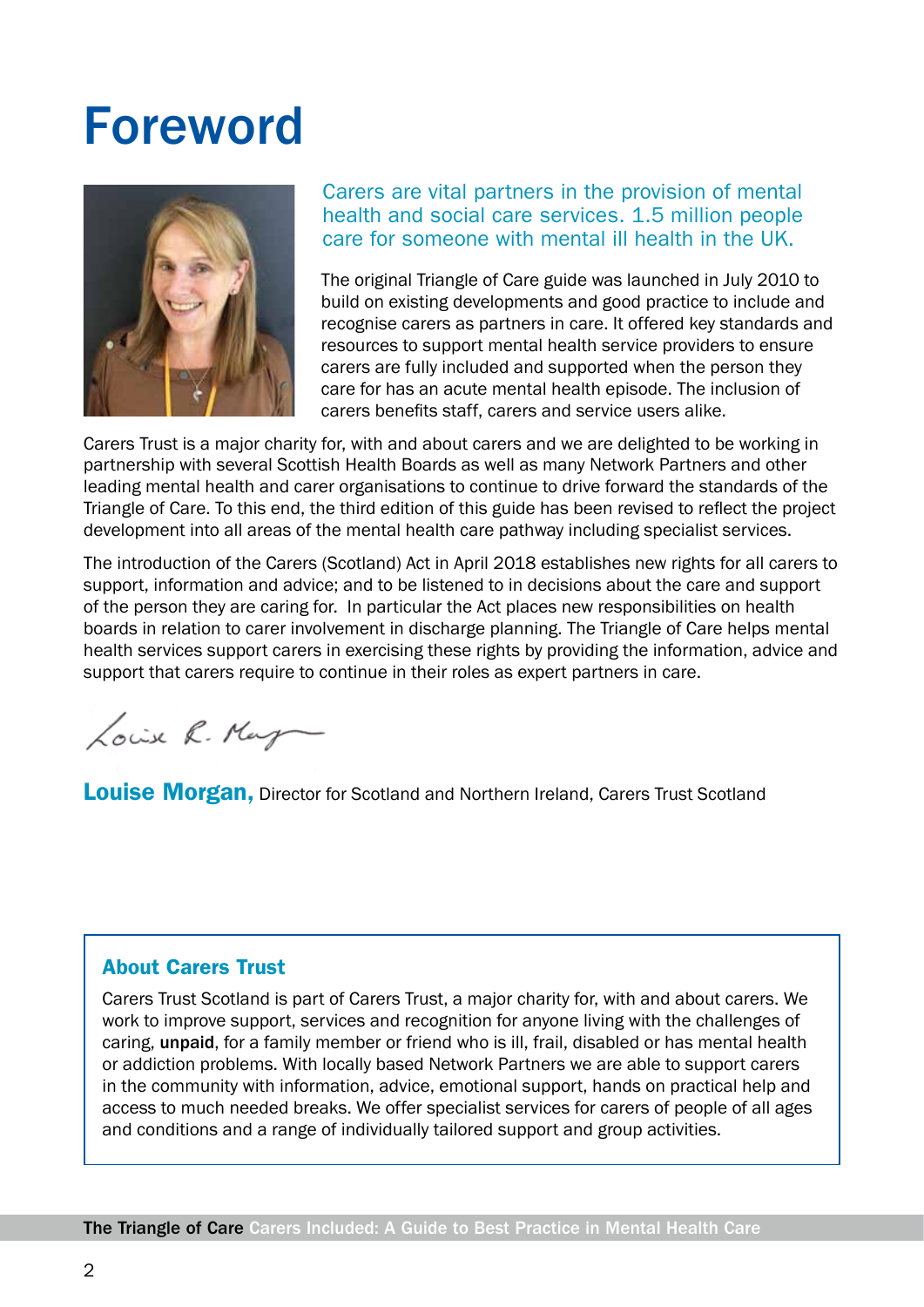# Foreword

Carers are vital partners in the provision of mental health and social care services. 1.5 million people care for someone with mental ill health in the UK.

The original Triangle of Care guide was launched in July 2010 to build on existing developments and good practice to include and recognise carers as partners in care. It offered key standards and resources to support mental health service providers to ensure carers are fully included and supported when the person they care for has an acute mental health episode. The inclusion of carers benefits staff, carers and service users alike.

Carers Trust is a major charity for, with and about carers and we are delighted to be working in partnership with several Scottish Health Boards as well as many Network Partners and other leading mental health and carer organisations to continue to drive forward the standards of the Triangle of Care. To this end, the third edition of this guide has been revised to reflect the project development into all areas of the mental health care pathway including specialist services.

The introduction of the Carers (Scotland) Act in April 2018 establishes new rights for all carers to support, information and advice; and to be listened to in decisions about the care and support of the person they are caring for. In particular the Act places new responsibilities on health boards in relation to carer involvement in discharge planning. The Triangle of Care helps mental health services support carers in exercising these rights by providing the information, advice and support that carers require to continue in their roles as expert partners in care.

**Louise Morgan,** Director for Scotland and Northern Ireland, Carers Trust Scotland

### About Carers Trust

Carers Trust Scotland is part of Carers Trust, a major charity for, with and about carers. We work to improve support, services and recognition for anyone living with the challenges of caring, **unpaid**, for a family member or friend who is ill, frail, disabled or has mental health or addiction problems. With locally based Network Partners we are able to support carers in the community with information, advice, emotional support, hands on practical help and access to much needed breaks. We offer specialist services for carers of people of all ages and conditions and a range of individually tailored support and group activities.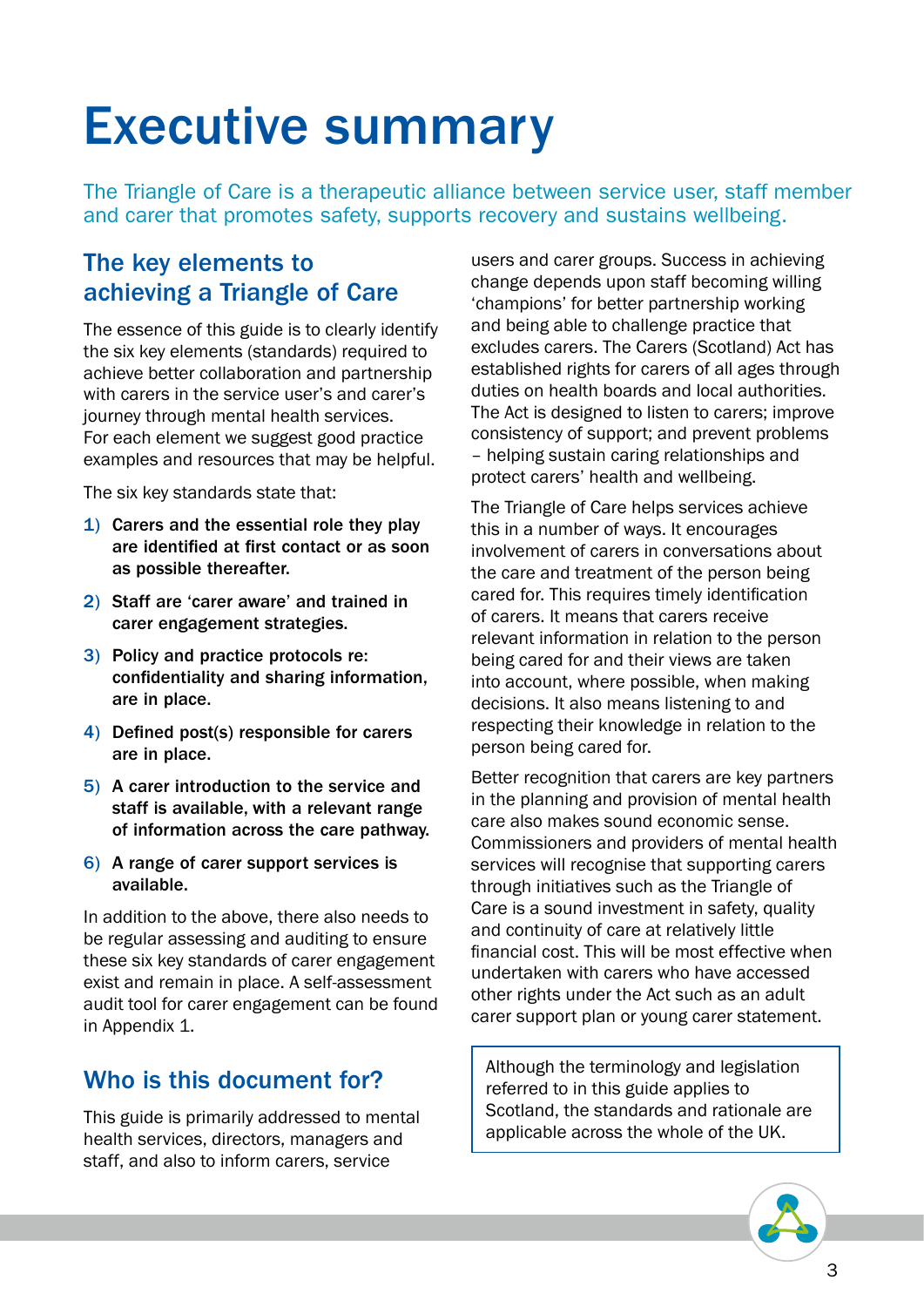# Executive summary

The Triangle of Care is a therapeutic alliance between service user, staff member and carer that promotes safety, supports recovery and sustains wellbeing.

## The key elements to achieving a Triangle of Care

The essence of this guide is to clearly identify the six key elements (standards) required to achieve better collaboration and partnership with carers in the service user's and carer's journey through mental health services. For each element we suggest good practice examples and resources that may be helpful.

The six key standards state that:

1) **Carers and the essential role they play are identified at first contact or as soon as possible thereafter.**
2) **Staff are 'carer aware' and trained in carer engagement strategies.**
3) **Policy and practice protocols re: confidentiality and sharing information, are in place.**
4) **Defined post(s) responsible for carers are in place.**
5) **A carer introduction to the service and staff is available, with a relevant range of information across the care pathway.**
6) **A range of carer support services is available.**

In addition to the above, there also needs to be regular assessing and auditing to ensure these six key standards of carer engagement exist and remain in place. A self-assessment audit tool for carer engagement can be found in Appendix 1.

## Who is this document for?

This guide is primarily addressed to mental health services, directors, managers and staff, and also to inform carers, service users and carer groups. Success in achieving change depends upon staff becoming willing 'champions' for better partnership working and being able to challenge practice that excludes carers. The Carers (Scotland) Act has established rights for carers of all ages through duties on health boards and local authorities. The Act is designed to listen to carers; improve consistency of support; and prevent problems – helping sustain caring relationships and protect carers' health and wellbeing.

The Triangle of Care helps services achieve this in a number of ways. It encourages involvement of carers in conversations about the care and treatment of the person being cared for. This requires timely identification of carers. It means that carers receive relevant information in relation to the person being cared for and their views are taken into account, where possible, when making decisions. It also means listening to and respecting their knowledge in relation to the person being cared for.

Better recognition that carers are key partners in the planning and provision of mental health care also makes sound economic sense. Commissioners and providers of mental health services will recognise that supporting carers through initiatives such as the Triangle of Care is a sound investment in safety, quality and continuity of care at relatively little financial cost. This will be most effective when undertaken with carers who have accessed other rights under the Act such as an adult carer support plan or young carer statement.

> Although the terminology and legislation referred to in this guide applies to Scotland, the standards and rationale are applicable across the whole of the UK.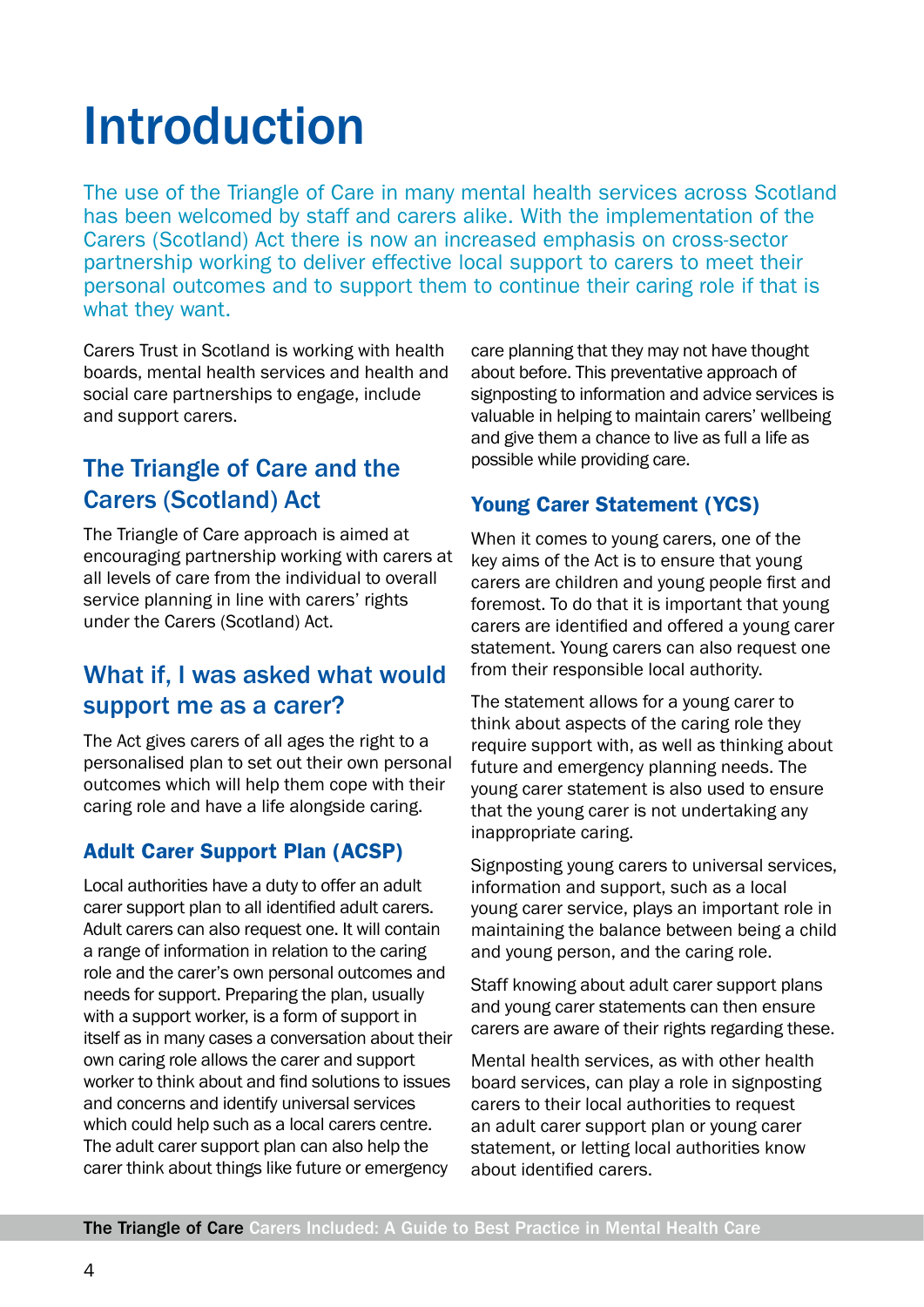# Introduction

The use of the Triangle of Care in many mental health services across Scotland has been welcomed by staff and carers alike. With the implementation of the Carers (Scotland) Act there is now an increased emphasis on cross-sector partnership working to deliver effective local support to carers to meet their personal outcomes and to support them to continue their caring role if that is what they want.

Carers Trust in Scotland is working with health boards, mental health services and health and social care partnerships to engage, include and support carers.

## The Triangle of Care and the Carers (Scotland) Act

The Triangle of Care approach is aimed at encouraging partnership working with carers at all levels of care from the individual to overall service planning in line with carers' rights under the Carers (Scotland) Act.

## What if, I was asked what would support me as a carer?

The Act gives carers of all ages the right to a personalised plan to set out their own personal outcomes which will help them cope with their caring role and have a life alongside caring.

### Adult Carer Support Plan (ACSP)

Local authorities have a duty to offer an adult carer support plan to all identified adult carers. Adult carers can also request one. It will contain a range of information in relation to the caring role and the carer's own personal outcomes and needs for support. Preparing the plan, usually with a support worker, is a form of support in itself as in many cases a conversation about their own caring role allows the carer and support worker to think about and find solutions to issues and concerns and identify universal services which could help such as a local carers centre. The adult carer support plan can also help the carer think about things like future or emergency care planning that they may not have thought about before. This preventative approach of signposting to information and advice services is valuable in helping to maintain carers' wellbeing and give them a chance to live as full a life as possible while providing care.

### Young Carer Statement (YCS)

When it comes to young carers, one of the key aims of the Act is to ensure that young carers are children and young people first and foremost. To do that it is important that young carers are identified and offered a young carer statement. Young carers can also request one from their responsible local authority.

The statement allows for a young carer to think about aspects of the caring role they require support with, as well as thinking about future and emergency planning needs. The young carer statement is also used to ensure that the young carer is not undertaking any inappropriate caring.

Signposting young carers to universal services, information and support, such as a local young carer service, plays an important role in maintaining the balance between being a child and young person, and the caring role.

Staff knowing about adult carer support plans and young carer statements can then ensure carers are aware of their rights regarding these.

Mental health services, as with other health board services, can play a role in signposting carers to their local authorities to request an adult carer support plan or young carer statement, or letting local authorities know about identified carers.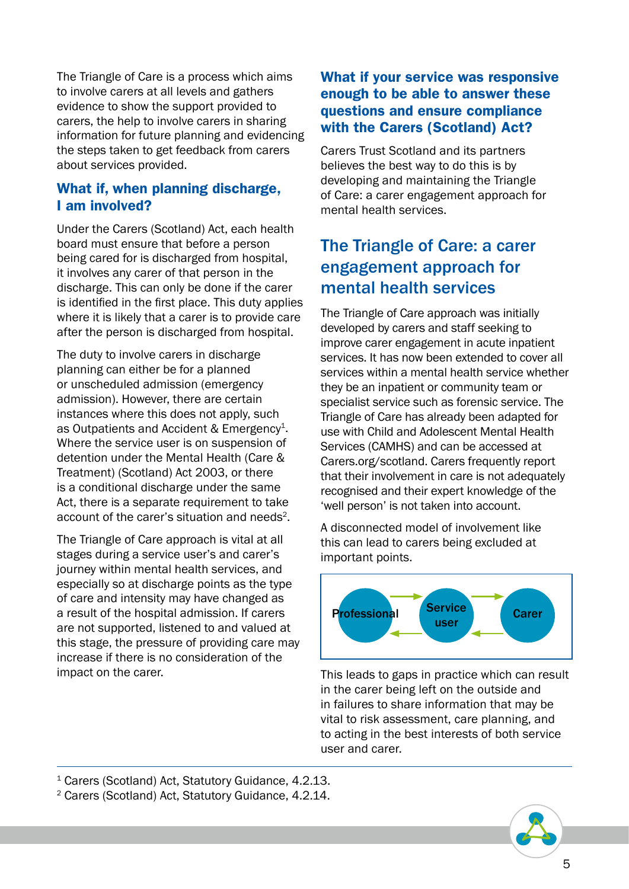The Triangle of Care is a process which aims to involve carers at all levels and gathers evidence to show the support provided to carers, the help to involve carers in sharing information for future planning and evidencing the steps taken to get feedback from carers about services provided.

### What if, when planning discharge, I am involved?

Under the Carers (Scotland) Act, each health board must ensure that before a person being cared for is discharged from hospital, it involves any carer of that person in the discharge. This can only be done if the carer is identified in the first place. This duty applies where it is likely that a carer is to provide care after the person is discharged from hospital.

The duty to involve carers in discharge planning can either be for a planned or unscheduled admission (emergency admission). However, there are certain instances where this does not apply, such as Outpatients and Accident & Emergency[1]. Where the service user is on suspension of detention under the Mental Health (Care & Treatment) (Scotland) Act 2003, or there is a conditional discharge under the same Act, there is a separate requirement to take account of the carer's situation and needs[2].

The Triangle of Care approach is vital at all stages during a service user's and carer's journey within mental health services, and especially so at discharge points as the type of care and intensity may have changed as a result of the hospital admission. If carers are not supported, listened to and valued at this stage, the pressure of providing care may increase if there is no consideration of the impact on the carer.

### What if your service was responsive enough to be able to answer these questions and ensure compliance with the Carers (Scotland) Act?

Carers Trust Scotland and its partners believes the best way to do this is by developing and maintaining the Triangle of Care: a carer engagement approach for mental health services.

## The Triangle of Care: a carer engagement approach for mental health services

The Triangle of Care approach was initially developed by carers and staff seeking to improve carer engagement in acute inpatient services. It has now been extended to cover all services within a mental health service whether they be an inpatient or community team or specialist service such as forensic service. The Triangle of Care has already been adapted for use with Child and Adolescent Mental Health Services (CAMHS) and can be accessed at Carers.org/scotland. Carers frequently report that their involvement in care is not adequately recognised and their expert knowledge of the 'well person' is not taken into account.

A disconnected model of involvement like this can lead to carers being excluded at important points.

Professional ⇄ Service user ⇄ Carer

This leads to gaps in practice which can result in the carer being left on the outside and in failures to share information that may be vital to risk assessment, care planning, and to acting in the best interests of both service user and carer.

---

[1] Carers (Scotland) Act, Statutory Guidance, 4.2.13.

[2] Carers (Scotland) Act, Statutory Guidance, 4.2.14.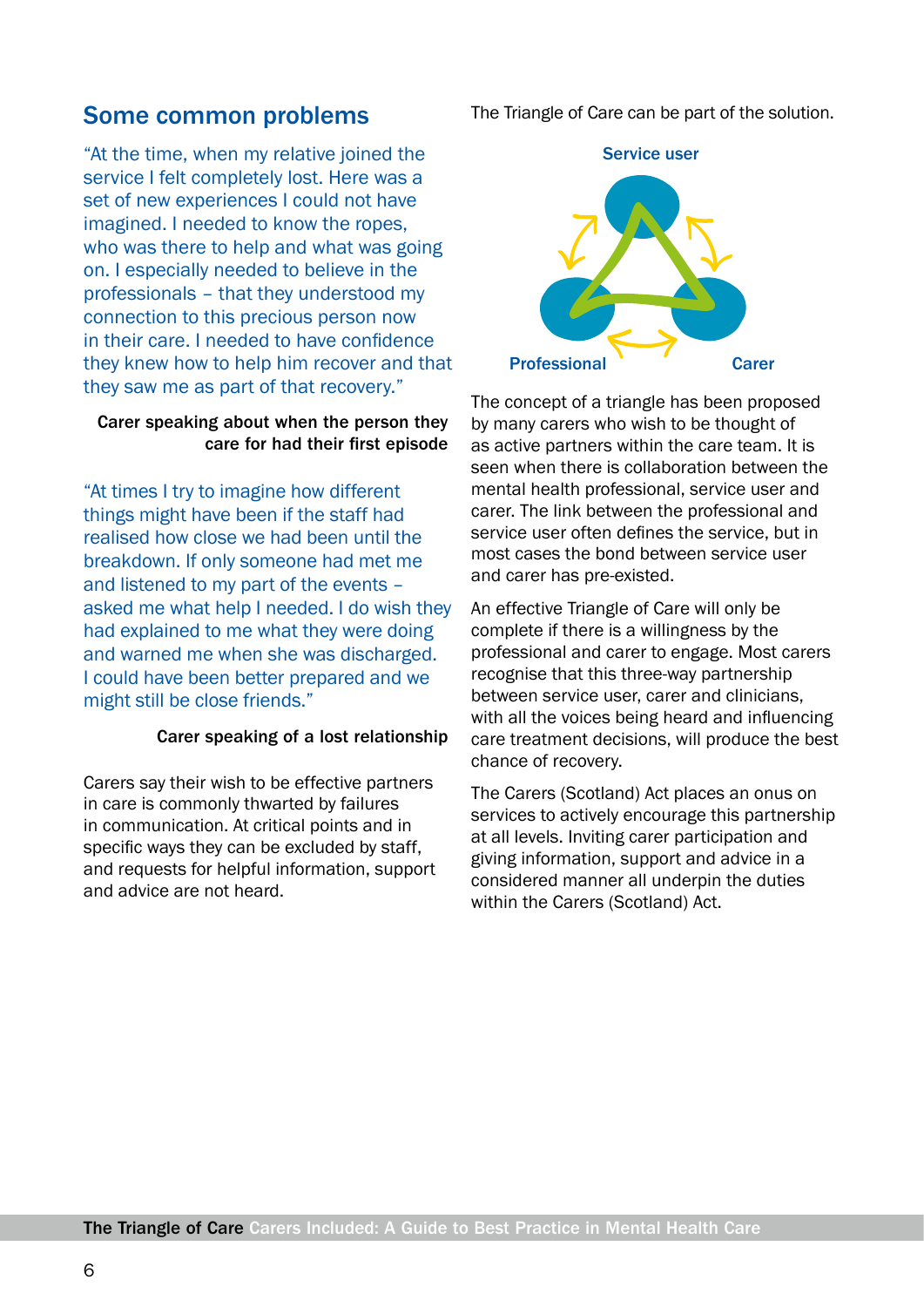## Some common problems

"At the time, when my relative joined the service I felt completely lost. Here was a set of new experiences I could not have imagined. I needed to know the ropes, who was there to help and what was going on. I especially needed to believe in the professionals – that they understood my connection to this precious person now in their care. I needed to have confidence they knew how to help him recover and that they saw me as part of that recovery."

**Carer speaking about when the person they care for had their first episode**

"At times I try to imagine how different things might have been if the staff had realised how close we had been until the breakdown. If only someone had met me and listened to my part of the events – asked me what help I needed. I do wish they had explained to me what they were doing and warned me when she was discharged. I could have been better prepared and we might still be close friends."

**Carer speaking of a lost relationship**

Carers say their wish to be effective partners in care is commonly thwarted by failures in communication. At critical points and in specific ways they can be excluded by staff, and requests for helpful information, support and advice are not heard.

The Triangle of Care can be part of the solution.

Service user

Professional

Carer

The concept of a triangle has been proposed by many carers who wish to be thought of as active partners within the care team. It is seen when there is collaboration between the mental health professional, service user and carer. The link between the professional and service user often defines the service, but in most cases the bond between service user and carer has pre-existed.

An effective Triangle of Care will only be complete if there is a willingness by the professional and carer to engage. Most carers recognise that this three-way partnership between service user, carer and clinicians, with all the voices being heard and influencing care treatment decisions, will produce the best chance of recovery.

The Carers (Scotland) Act places an onus on services to actively encourage this partnership at all levels. Inviting carer participation and giving information, support and advice in a considered manner all underpin the duties within the Carers (Scotland) Act.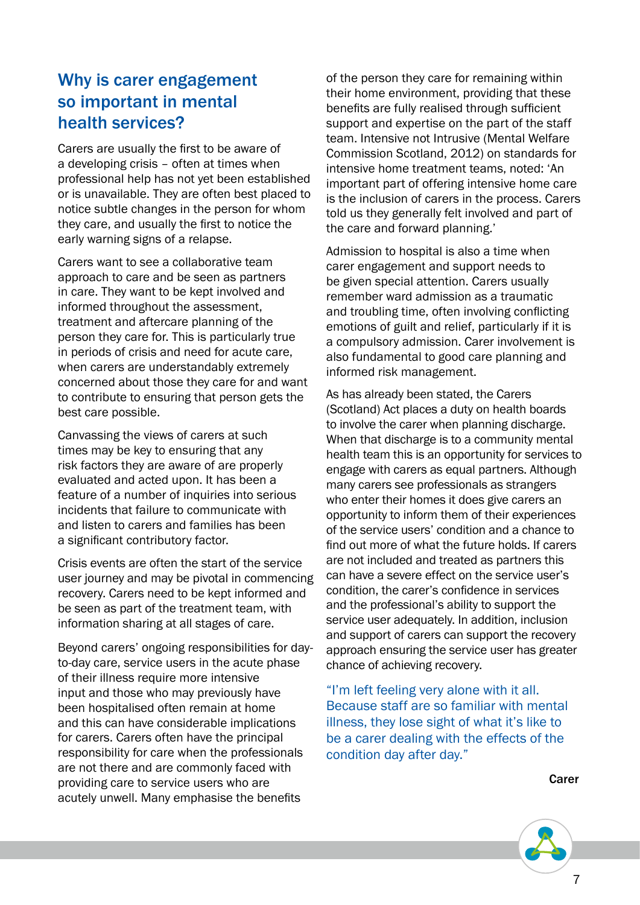## Why is carer engagement so important in mental health services?

Carers are usually the first to be aware of a developing crisis – often at times when professional help has not yet been established or is unavailable. They are often best placed to notice subtle changes in the person for whom they care, and usually the first to notice the early warning signs of a relapse.

Carers want to see a collaborative team approach to care and be seen as partners in care. They want to be kept involved and informed throughout the assessment, treatment and aftercare planning of the person they care for. This is particularly true in periods of crisis and need for acute care, when carers are understandably extremely concerned about those they care for and want to contribute to ensuring that person gets the best care possible.

Canvassing the views of carers at such times may be key to ensuring that any risk factors they are aware of are properly evaluated and acted upon. It has been a feature of a number of inquiries into serious incidents that failure to communicate with and listen to carers and families has been a significant contributory factor.

Crisis events are often the start of the service user journey and may be pivotal in commencing recovery. Carers need to be kept informed and be seen as part of the treatment team, with information sharing at all stages of care.

Beyond carers' ongoing responsibilities for day-to-day care, service users in the acute phase of their illness require more intensive input and those who may previously have been hospitalised often remain at home and this can have considerable implications for carers. Carers often have the principal responsibility for care when the professionals are not there and are commonly faced with providing care to service users who are acutely unwell. Many emphasise the benefits of the person they care for remaining within their home environment, providing that these benefits are fully realised through sufficient support and expertise on the part of the staff team. Intensive not Intrusive (Mental Welfare Commission Scotland, 2012) on standards for intensive home treatment teams, noted: 'An important part of offering intensive home care is the inclusion of carers in the process. Carers told us they generally felt involved and part of the care and forward planning.'

Admission to hospital is also a time when carer engagement and support needs to be given special attention. Carers usually remember ward admission as a traumatic and troubling time, often involving conflicting emotions of guilt and relief, particularly if it is a compulsory admission. Carer involvement is also fundamental to good care planning and informed risk management.

As has already been stated, the Carers (Scotland) Act places a duty on health boards to involve the carer when planning discharge. When that discharge is to a community mental health team this is an opportunity for services to engage with carers as equal partners. Although many carers see professionals as strangers who enter their homes it does give carers an opportunity to inform them of their experiences of the service users' condition and a chance to find out more of what the future holds. If carers are not included and treated as partners this can have a severe effect on the service user's condition, the carer's confidence in services and the professional's ability to support the service user adequately. In addition, inclusion and support of carers can support the recovery approach ensuring the service user has greater chance of achieving recovery.

> "I'm left feeling very alone with it all. Because staff are so familiar with mental illness, they lose sight of what it's like to be a carer dealing with the effects of the condition day after day."
>
> **Carer**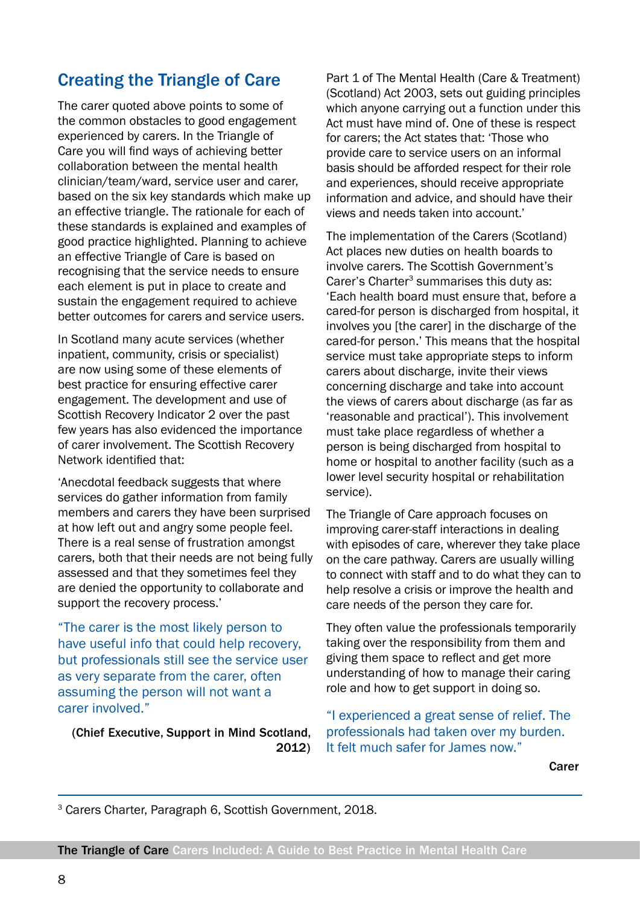## Creating the Triangle of Care

The carer quoted above points to some of the common obstacles to good engagement experienced by carers. In the Triangle of Care you will find ways of achieving better collaboration between the mental health clinician/team/ward, service user and carer, based on the six key standards which make up an effective triangle. The rationale for each of these standards is explained and examples of good practice highlighted. Planning to achieve an effective Triangle of Care is based on recognising that the service needs to ensure each element is put in place to create and sustain the engagement required to achieve better outcomes for carers and service users.

In Scotland many acute services (whether inpatient, community, crisis or specialist) are now using some of these elements of best practice for ensuring effective carer engagement. The development and use of Scottish Recovery Indicator 2 over the past few years has also evidenced the importance of carer involvement. The Scottish Recovery Network identified that:

'Anecdotal feedback suggests that where services do gather information from family members and carers they have been surprised at how left out and angry some people feel. There is a real sense of frustration amongst carers, both that their needs are not being fully assessed and that they sometimes feel they are denied the opportunity to collaborate and support the recovery process.'

"The carer is the most likely person to have useful info that could help recovery, but professionals still see the service user as very separate from the carer, often assuming the person will not want a carer involved."

(**Chief Executive, Support in Mind Scotland, 2012**)

Part 1 of The Mental Health (Care & Treatment) (Scotland) Act 2003, sets out guiding principles which anyone carrying out a function under this Act must have mind of. One of these is respect for carers; the Act states that: 'Those who provide care to service users on an informal basis should be afforded respect for their role and experiences, should receive appropriate information and advice, and should have their views and needs taken into account.'

The implementation of the Carers (Scotland) Act places new duties on health boards to involve carers. The Scottish Government's Carer's Charter[3] summarises this duty as: 'Each health board must ensure that, before a cared-for person is discharged from hospital, it involves you [the carer] in the discharge of the cared-for person.' This means that the hospital service must take appropriate steps to inform carers about discharge, invite their views concerning discharge and take into account the views of carers about discharge (as far as 'reasonable and practical'). This involvement must take place regardless of whether a person is being discharged from hospital to home or hospital to another facility (such as a lower level security hospital or rehabilitation service).

The Triangle of Care approach focuses on improving carer-staff interactions in dealing with episodes of care, wherever they take place on the care pathway. Carers are usually willing to connect with staff and to do what they can to help resolve a crisis or improve the health and care needs of the person they care for.

They often value the professionals temporarily taking over the responsibility from them and giving them space to reflect and get more understanding of how to manage their caring role and how to get support in doing so.

"I experienced a great sense of relief. The professionals had taken over my burden. It felt much safer for James now."

**Carer**

---

[3] Carers Charter, Paragraph 6, Scottish Government, 2018.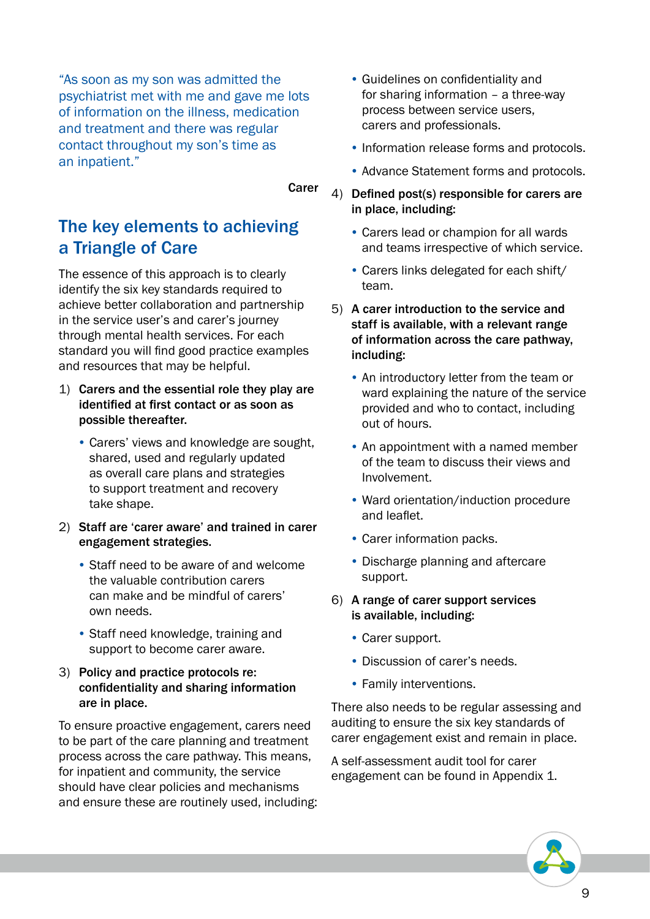"As soon as my son was admitted the psychiatrist met with me and gave me lots of information on the illness, medication and treatment and there was regular contact throughout my son's time as an inpatient."

Carer

## The key elements to achieving a Triangle of Care

The essence of this approach is to clearly identify the six key standards required to achieve better collaboration and partnership in the service user's and carer's journey through mental health services. For each standard you will find good practice examples and resources that may be helpful.

1) **Carers and the essential role they play are identified at first contact or as soon as possible thereafter.**
   - Carers' views and knowledge are sought, shared, used and regularly updated as overall care plans and strategies to support treatment and recovery take shape.

2) **Staff are 'carer aware' and trained in carer engagement strategies.**
   - Staff need to be aware of and welcome the valuable contribution carers can make and be mindful of carers' own needs.
   - Staff need knowledge, training and support to become carer aware.

3) **Policy and practice protocols re: confidentiality and sharing information are in place.**

To ensure proactive engagement, carers need to be part of the care planning and treatment process across the care pathway. This means, for inpatient and community, the service should have clear policies and mechanisms and ensure these are routinely used, including:

- Guidelines on confidentiality and for sharing information – a three-way process between service users, carers and professionals.
- Information release forms and protocols.
- Advance Statement forms and protocols.

4) **Defined post(s) responsible for carers are in place, including:**
   - Carers lead or champion for all wards and teams irrespective of which service.
   - Carers links delegated for each shift/team.

5) **A carer introduction to the service and staff is available, with a relevant range of information across the care pathway, including:**
   - An introductory letter from the team or ward explaining the nature of the service provided and who to contact, including out of hours.
   - An appointment with a named member of the team to discuss their views and Involvement.
   - Ward orientation/induction procedure and leaflet.
   - Carer information packs.
   - Discharge planning and aftercare support.

6) **A range of carer support services is available, including:**
   - Carer support.
   - Discussion of carer's needs.
   - Family interventions.

There also needs to be regular assessing and auditing to ensure the six key standards of carer engagement exist and remain in place.

A self-assessment audit tool for carer engagement can be found in Appendix 1.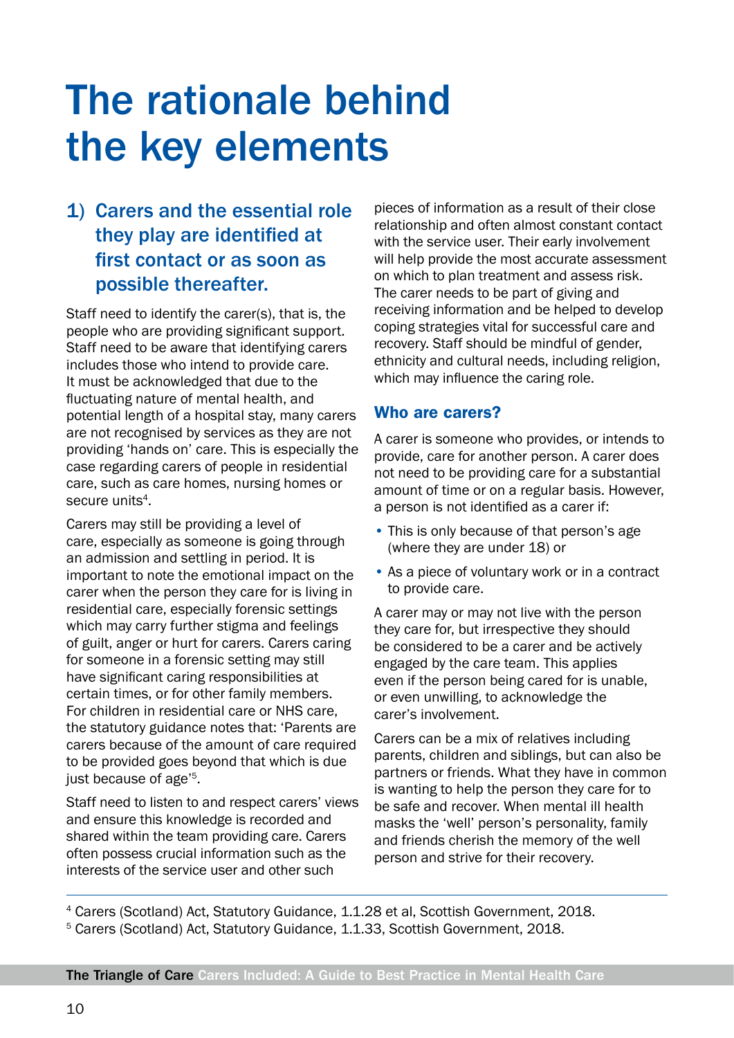# The rationale behind the key elements

## 1) Carers and the essential role they play are identified at first contact or as soon as possible thereafter.

Staff need to identify the carer(s), that is, the people who are providing significant support. Staff need to be aware that identifying carers includes those who intend to provide care. It must be acknowledged that due to the fluctuating nature of mental health, and potential length of a hospital stay, many carers are not recognised by services as they are not providing 'hands on' care. This is especially the case regarding carers of people in residential care, such as care homes, nursing homes or secure units[4].

Carers may still be providing a level of care, especially as someone is going through an admission and settling in period. It is important to note the emotional impact on the carer when the person they care for is living in residential care, especially forensic settings which may carry further stigma and feelings of guilt, anger or hurt for carers. Carers caring for someone in a forensic setting may still have significant caring responsibilities at certain times, or for other family members. For children in residential care or NHS care, the statutory guidance notes that: 'Parents are carers because of the amount of care required to be provided goes beyond that which is due just because of age'[5].

Staff need to listen to and respect carers' views and ensure this knowledge is recorded and shared within the team providing care. Carers often possess crucial information such as the interests of the service user and other such pieces of information as a result of their close relationship and often almost constant contact with the service user. Their early involvement will help provide the most accurate assessment on which to plan treatment and assess risk. The carer needs to be part of giving and receiving information and be helped to develop coping strategies vital for successful care and recovery. Staff should be mindful of gender, ethnicity and cultural needs, including religion, which may influence the caring role.

### Who are carers?

A carer is someone who provides, or intends to provide, care for another person. A carer does not need to be providing care for a substantial amount of time or on a regular basis. However, a person is not identified as a carer if:

- This is only because of that person's age (where they are under 18) or
- As a piece of voluntary work or in a contract to provide care.

A carer may or may not live with the person they care for, but irrespective they should be considered to be a carer and be actively engaged by the care team. This applies even if the person being cared for is unable, or even unwilling, to acknowledge the carer's involvement.

Carers can be a mix of relatives including parents, children and siblings, but can also be partners or friends. What they have in common is wanting to help the person they care for to be safe and recover. When mental ill health masks the 'well' person's personality, family and friends cherish the memory of the well person and strive for their recovery.

---

[4] Carers (Scotland) Act, Statutory Guidance, 1.1.28 et al, Scottish Government, 2018.

[5] Carers (Scotland) Act, Statutory Guidance, 1.1.33, Scottish Government, 2018.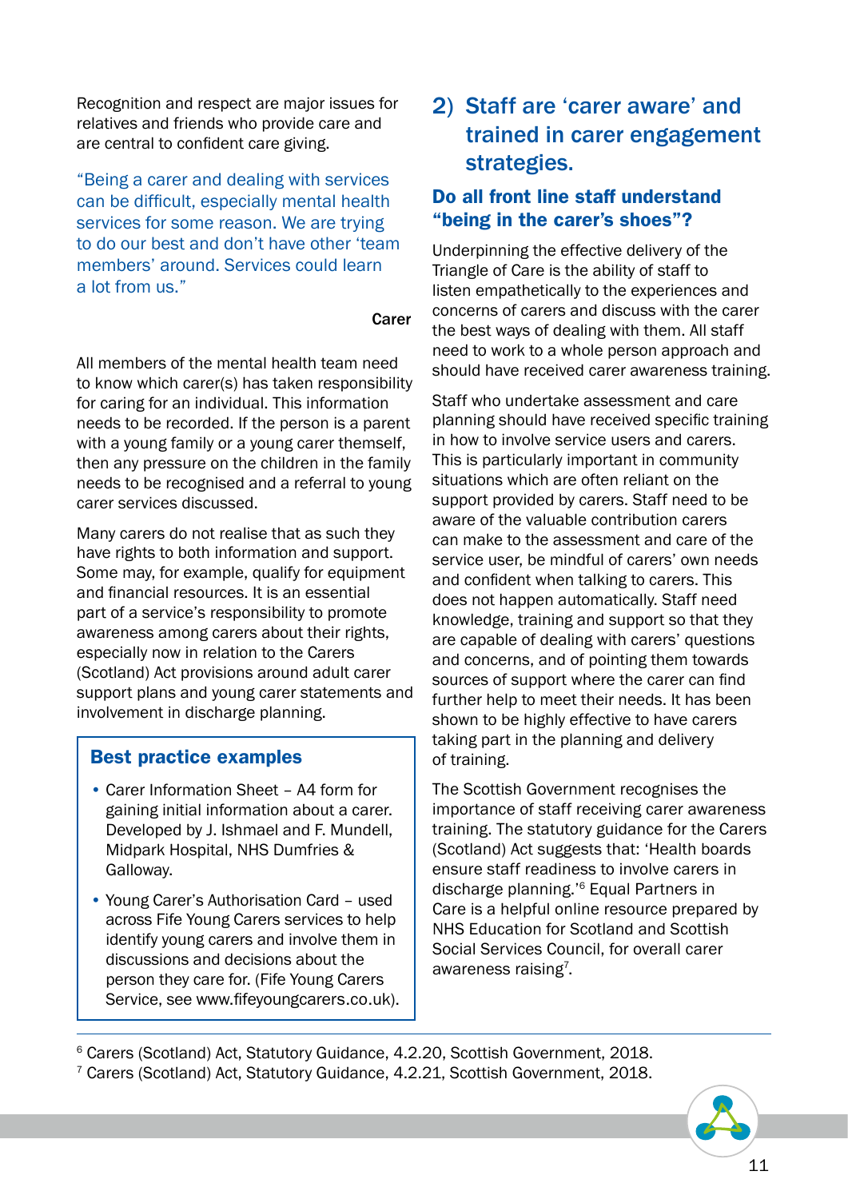Recognition and respect are major issues for relatives and friends who provide care and are central to confident care giving.

> "Being a carer and dealing with services can be difficult, especially mental health services for some reason. We are trying to do our best and don't have other 'team members' around. Services could learn a lot from us."
>
> **Carer**

All members of the mental health team need to know which carer(s) has taken responsibility for caring for an individual. This information needs to be recorded. If the person is a parent with a young family or a young carer themself, then any pressure on the children in the family needs to be recognised and a referral to young carer services discussed.

Many carers do not realise that as such they have rights to both information and support. Some may, for example, qualify for equipment and financial resources. It is an essential part of a service's responsibility to promote awareness among carers about their rights, especially now in relation to the Carers (Scotland) Act provisions around adult carer support plans and young carer statements and involvement in discharge planning.

### Best practice examples

- Carer Information Sheet – A4 form for gaining initial information about a carer. Developed by J. Ishmael and F. Mundell, Midpark Hospital, NHS Dumfries & Galloway.
- Young Carer's Authorisation Card – used across Fife Young Carers services to help identify young carers and involve them in discussions and decisions about the person they care for. (Fife Young Carers Service, see www.fifeyoungcarers.co.uk).

## 2) Staff are 'carer aware' and trained in carer engagement strategies.

### Do all front line staff understand "being in the carer's shoes"?

Underpinning the effective delivery of the Triangle of Care is the ability of staff to listen empathetically to the experiences and concerns of carers and discuss with the carer the best ways of dealing with them. All staff need to work to a whole person approach and should have received carer awareness training.

Staff who undertake assessment and care planning should have received specific training in how to involve service users and carers. This is particularly important in community situations which are often reliant on the support provided by carers. Staff need to be aware of the valuable contribution carers can make to the assessment and care of the service user, be mindful of carers' own needs and confident when talking to carers. This does not happen automatically. Staff need knowledge, training and support so that they are capable of dealing with carers' questions and concerns, and of pointing them towards sources of support where the carer can find further help to meet their needs. It has been shown to be highly effective to have carers taking part in the planning and delivery of training.

The Scottish Government recognises the importance of staff receiving carer awareness training. The statutory guidance for the Carers (Scotland) Act suggests that: 'Health boards ensure staff readiness to involve carers in discharge planning.'[6] Equal Partners in Care is a helpful online resource prepared by NHS Education for Scotland and Scottish Social Services Council, for overall carer awareness raising[7].

---

[6] Carers (Scotland) Act, Statutory Guidance, 4.2.20, Scottish Government, 2018.

[7] Carers (Scotland) Act, Statutory Guidance, 4.2.21, Scottish Government, 2018.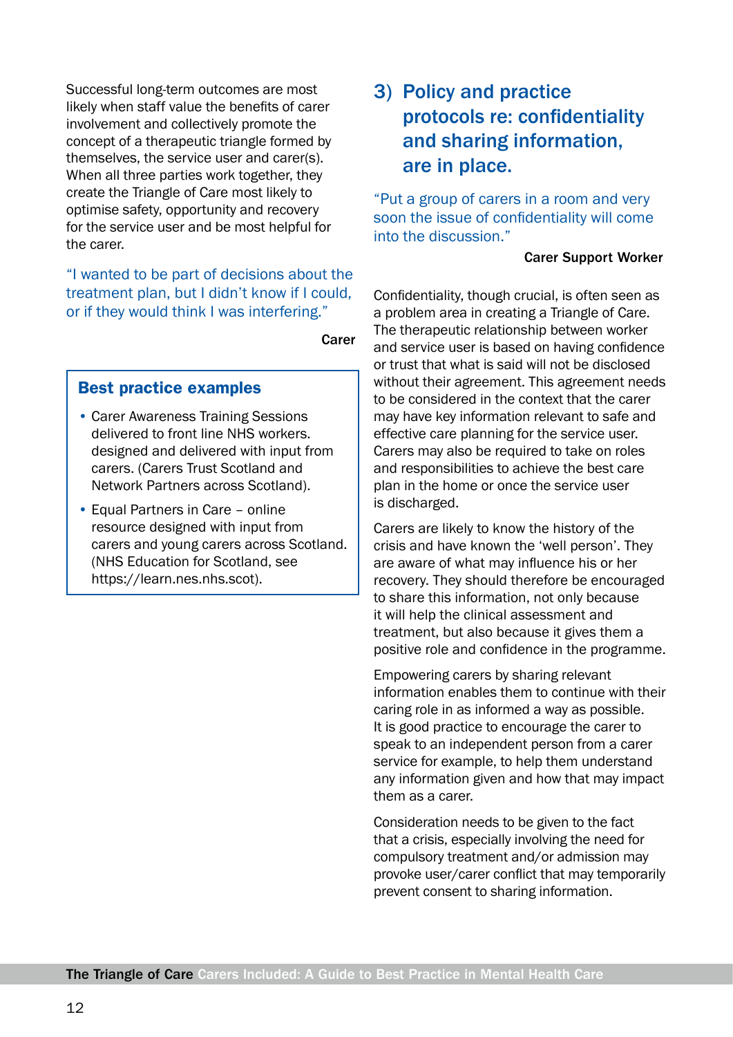Successful long-term outcomes are most likely when staff value the benefits of carer involvement and collectively promote the concept of a therapeutic triangle formed by themselves, the service user and carer(s). When all three parties work together, they create the Triangle of Care most likely to optimise safety, opportunity and recovery for the service user and be most helpful for the carer.

"I wanted to be part of decisions about the treatment plan, but I didn't know if I could, or if they would think I was interfering."

**Carer**

### Best practice examples

- Carer Awareness Training Sessions delivered to front line NHS workers. designed and delivered with input from carers. (Carers Trust Scotland and Network Partners across Scotland).
- Equal Partners in Care – online resource designed with input from carers and young carers across Scotland. (NHS Education for Scotland, see https://learn.nes.nhs.scot).

## 3) Policy and practice protocols re: confidentiality and sharing information, are in place.

"Put a group of carers in a room and very soon the issue of confidentiality will come into the discussion."

**Carer Support Worker**

Confidentiality, though crucial, is often seen as a problem area in creating a Triangle of Care. The therapeutic relationship between worker and service user is based on having confidence or trust that what is said will not be disclosed without their agreement. This agreement needs to be considered in the context that the carer may have key information relevant to safe and effective care planning for the service user. Carers may also be required to take on roles and responsibilities to achieve the best care plan in the home or once the service user is discharged.

Carers are likely to know the history of the crisis and have known the 'well person'. They are aware of what may influence his or her recovery. They should therefore be encouraged to share this information, not only because it will help the clinical assessment and treatment, but also because it gives them a positive role and confidence in the programme.

Empowering carers by sharing relevant information enables them to continue with their caring role in as informed a way as possible. It is good practice to encourage the carer to speak to an independent person from a carer service for example, to help them understand any information given and how that may impact them as a carer.

Consideration needs to be given to the fact that a crisis, especially involving the need for compulsory treatment and/or admission may provoke user/carer conflict that may temporarily prevent consent to sharing information.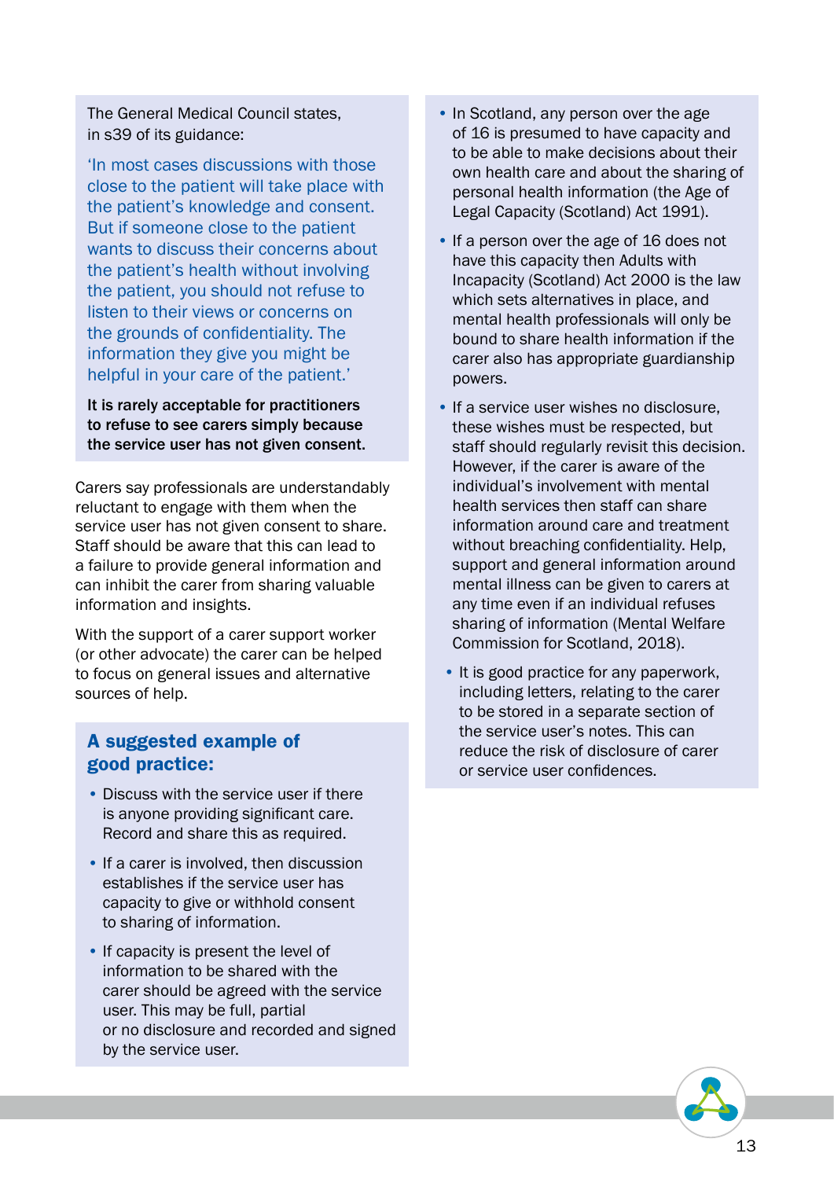The General Medical Council states, in s39 of its guidance:

'In most cases discussions with those close to the patient will take place with the patient's knowledge and consent. But if someone close to the patient wants to discuss their concerns about the patient's health without involving the patient, you should not refuse to listen to their views or concerns on the grounds of confidentiality. The information they give you might be helpful in your care of the patient.'

**It is rarely acceptable for practitioners to refuse to see carers simply because the service user has not given consent.**

Carers say professionals are understandably reluctant to engage with them when the service user has not given consent to share. Staff should be aware that this can lead to a failure to provide general information and can inhibit the carer from sharing valuable information and insights.

With the support of a carer support worker (or other advocate) the carer can be helped to focus on general issues and alternative sources of help.

## A suggested example of good practice:

- Discuss with the service user if there is anyone providing significant care. Record and share this as required.
- If a carer is involved, then discussion establishes if the service user has capacity to give or withhold consent to sharing of information.
- If capacity is present the level of information to be shared with the carer should be agreed with the service user. This may be full, partial or no disclosure and recorded and signed by the service user.
- In Scotland, any person over the age of 16 is presumed to have capacity and to be able to make decisions about their own health care and about the sharing of personal health information (the Age of Legal Capacity (Scotland) Act 1991).
- If a person over the age of 16 does not have this capacity then Adults with Incapacity (Scotland) Act 2000 is the law which sets alternatives in place, and mental health professionals will only be bound to share health information if the carer also has appropriate guardianship powers.
- If a service user wishes no disclosure, these wishes must be respected, but staff should regularly revisit this decision. However, if the carer is aware of the individual's involvement with mental health services then staff can share information around care and treatment without breaching confidentiality. Help, support and general information around mental illness can be given to carers at any time even if an individual refuses sharing of information (Mental Welfare Commission for Scotland, 2018).
- It is good practice for any paperwork, including letters, relating to the carer to be stored in a separate section of the service user's notes. This can reduce the risk of disclosure of carer or service user confidences.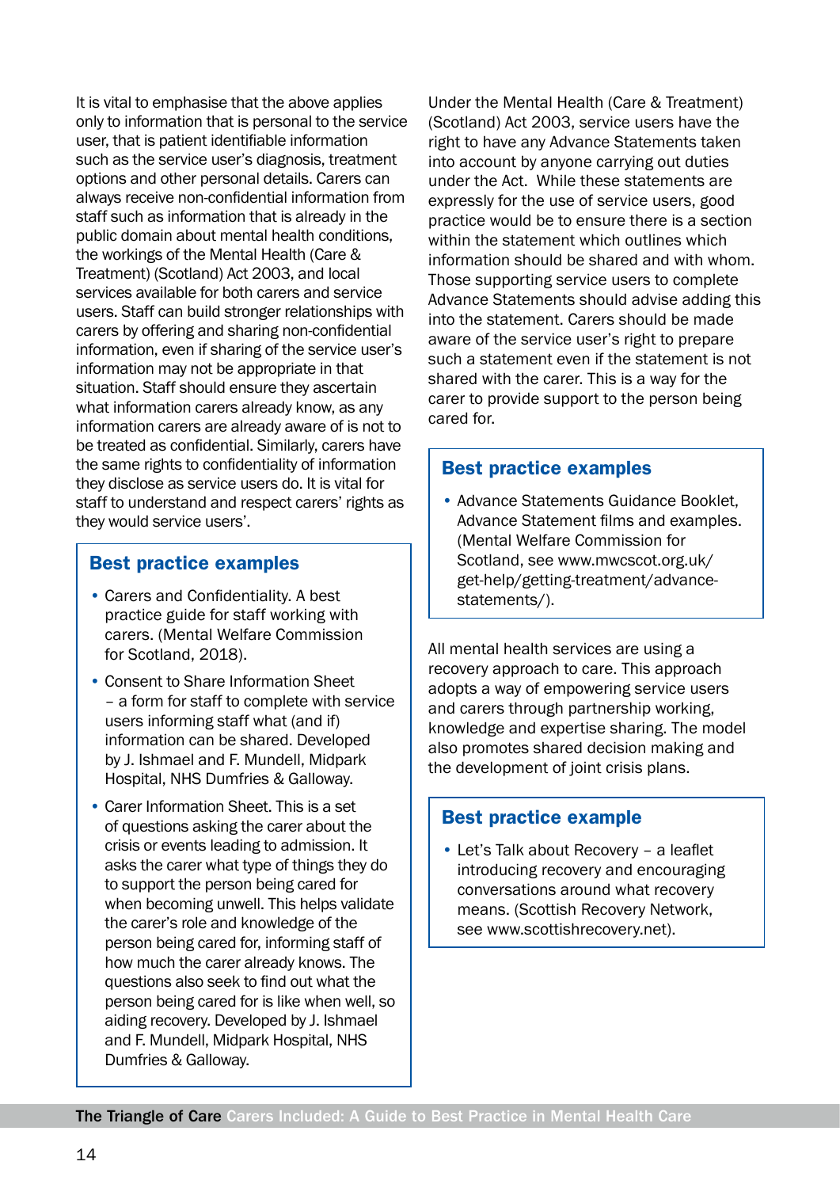It is vital to emphasise that the above applies only to information that is personal to the service user, that is patient identifiable information such as the service user's diagnosis, treatment options and other personal details. Carers can always receive non-confidential information from staff such as information that is already in the public domain about mental health conditions, the workings of the Mental Health (Care & Treatment) (Scotland) Act 2003, and local services available for both carers and service users. Staff can build stronger relationships with carers by offering and sharing non-confidential information, even if sharing of the service user's information may not be appropriate in that situation. Staff should ensure they ascertain what information carers already know, as any information carers are already aware of is not to be treated as confidential. Similarly, carers have the same rights to confidentiality of information they disclose as service users do. It is vital for staff to understand and respect carers' rights as they would service users'.

### Best practice examples

- Carers and Confidentiality. A best practice guide for staff working with carers. (Mental Welfare Commission for Scotland, 2018).
- Consent to Share Information Sheet – a form for staff to complete with service users informing staff what (and if) information can be shared. Developed by J. Ishmael and F. Mundell, Midpark Hospital, NHS Dumfries & Galloway.
- Carer Information Sheet. This is a set of questions asking the carer about the crisis or events leading to admission. It asks the carer what type of things they do to support the person being cared for when becoming unwell. This helps validate the carer's role and knowledge of the person being cared for, informing staff of how much the carer already knows. The questions also seek to find out what the person being cared for is like when well, so aiding recovery. Developed by J. Ishmael and F. Mundell, Midpark Hospital, NHS Dumfries & Galloway.

Under the Mental Health (Care & Treatment) (Scotland) Act 2003, service users have the right to have any Advance Statements taken into account by anyone carrying out duties under the Act. While these statements are expressly for the use of service users, good practice would be to ensure there is a section within the statement which outlines which information should be shared and with whom. Those supporting service users to complete Advance Statements should advise adding this into the statement. Carers should be made aware of the service user's right to prepare such a statement even if the statement is not shared with the carer. This is a way for the carer to provide support to the person being cared for.

### Best practice examples

- Advance Statements Guidance Booklet, Advance Statement films and examples. (Mental Welfare Commission for Scotland, see www.mwcscot.org.uk/get-help/getting-treatment/advance-statements/).

All mental health services are using a recovery approach to care. This approach adopts a way of empowering service users and carers through partnership working, knowledge and expertise sharing. The model also promotes shared decision making and the development of joint crisis plans.

### Best practice example

- Let's Talk about Recovery – a leaflet introducing recovery and encouraging conversations around what recovery means. (Scottish Recovery Network, see www.scottishrecovery.net).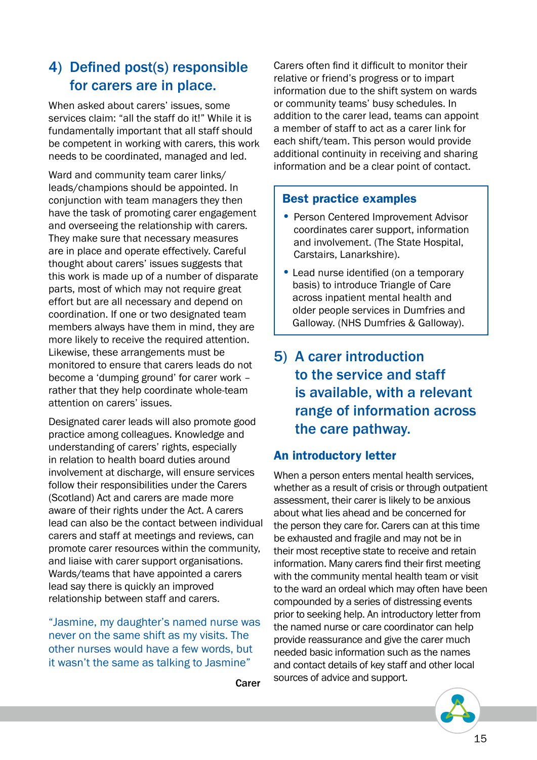## 4) Defined post(s) responsible for carers are in place.

When asked about carers' issues, some services claim: "all the staff do it!" While it is fundamentally important that all staff should be competent in working with carers, this work needs to be coordinated, managed and led.

Ward and community team carer links/leads/champions should be appointed. In conjunction with team managers they then have the task of promoting carer engagement and overseeing the relationship with carers. They make sure that necessary measures are in place and operate effectively. Careful thought about carers' issues suggests that this work is made up of a number of disparate parts, most of which may not require great effort but are all necessary and depend on coordination. If one or two designated team members always have them in mind, they are more likely to receive the required attention. Likewise, these arrangements must be monitored to ensure that carers leads do not become a 'dumping ground' for carer work – rather that they help coordinate whole-team attention on carers' issues.

Designated carer leads will also promote good practice among colleagues. Knowledge and understanding of carers' rights, especially in relation to health board duties around involvement at discharge, will ensure services follow their responsibilities under the Carers (Scotland) Act and carers are made more aware of their rights under the Act. A carers lead can also be the contact between individual carers and staff at meetings and reviews, can promote carer resources within the community, and liaise with carer support organisations. Wards/teams that have appointed a carers lead say there is quickly an improved relationship between staff and carers.

> "Jasmine, my daughter's named nurse was never on the same shift as my visits. The other nurses would have a few words, but it wasn't the same as talking to Jasmine"
>
> **Carer**

Carers often find it difficult to monitor their relative or friend's progress or to impart information due to the shift system on wards or community teams' busy schedules. In addition to the carer lead, teams can appoint a member of staff to act as a carer link for each shift/team. This person would provide additional continuity in receiving and sharing information and be a clear point of contact.

### Best practice examples

- Person Centered Improvement Advisor coordinates carer support, information and involvement. (The State Hospital, Carstairs, Lanarkshire).
- Lead nurse identified (on a temporary basis) to introduce Triangle of Care across inpatient mental health and older people services in Dumfries and Galloway. (NHS Dumfries & Galloway).

## 5) A carer introduction to the service and staff is available, with a relevant range of information across the care pathway.

### An introductory letter

When a person enters mental health services, whether as a result of crisis or through outpatient assessment, their carer is likely to be anxious about what lies ahead and be concerned for the person they care for. Carers can at this time be exhausted and fragile and may not be in their most receptive state to receive and retain information. Many carers find their first meeting with the community mental health team or visit to the ward an ordeal which may often have been compounded by a series of distressing events prior to seeking help. An introductory letter from the named nurse or care coordinator can help provide reassurance and give the carer much needed basic information such as the names and contact details of key staff and other local sources of advice and support.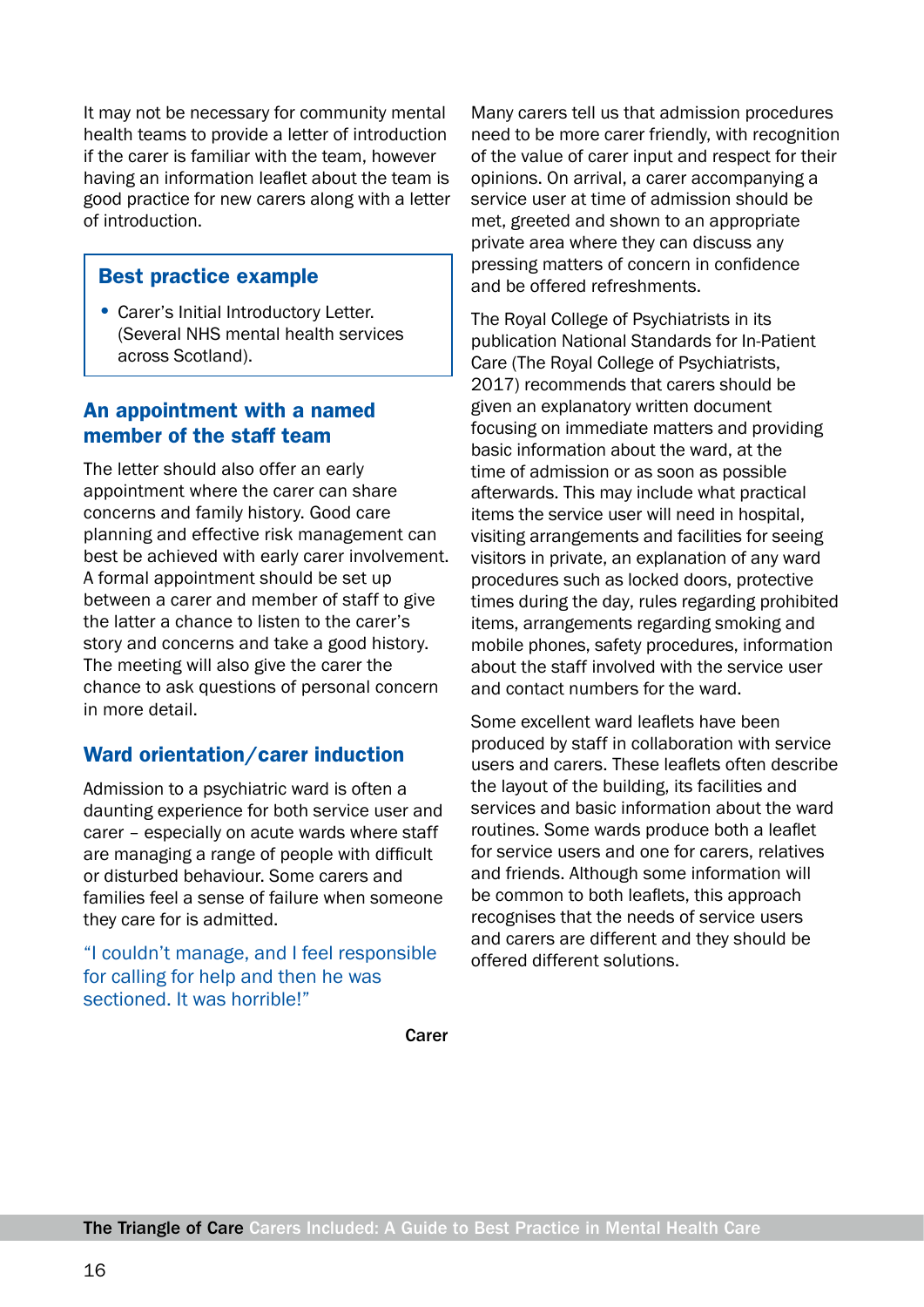It may not be necessary for community mental health teams to provide a letter of introduction if the carer is familiar with the team, however having an information leaflet about the team is good practice for new carers along with a letter of introduction.

### Best practice example

- Carer's Initial Introductory Letter. (Several NHS mental health services across Scotland).

## An appointment with a named member of the staff team

The letter should also offer an early appointment where the carer can share concerns and family history. Good care planning and effective risk management can best be achieved with early carer involvement. A formal appointment should be set up between a carer and member of staff to give the latter a chance to listen to the carer's story and concerns and take a good history. The meeting will also give the carer the chance to ask questions of personal concern in more detail.

## Ward orientation/carer induction

Admission to a psychiatric ward is often a daunting experience for both service user and carer – especially on acute wards where staff are managing a range of people with difficult or disturbed behaviour. Some carers and families feel a sense of failure when someone they care for is admitted.

> "I couldn't manage, and I feel responsible for calling for help and then he was sectioned. It was horrible!"
>
> **Carer**

Many carers tell us that admission procedures need to be more carer friendly, with recognition of the value of carer input and respect for their opinions. On arrival, a carer accompanying a service user at time of admission should be met, greeted and shown to an appropriate private area where they can discuss any pressing matters of concern in confidence and be offered refreshments.

The Royal College of Psychiatrists in its publication National Standards for In-Patient Care (The Royal College of Psychiatrists, 2017) recommends that carers should be given an explanatory written document focusing on immediate matters and providing basic information about the ward, at the time of admission or as soon as possible afterwards. This may include what practical items the service user will need in hospital, visiting arrangements and facilities for seeing visitors in private, an explanation of any ward procedures such as locked doors, protective times during the day, rules regarding prohibited items, arrangements regarding smoking and mobile phones, safety procedures, information about the staff involved with the service user and contact numbers for the ward.

Some excellent ward leaflets have been produced by staff in collaboration with service users and carers. These leaflets often describe the layout of the building, its facilities and services and basic information about the ward routines. Some wards produce both a leaflet for service users and one for carers, relatives and friends. Although some information will be common to both leaflets, this approach recognises that the needs of service users and carers are different and they should be offered different solutions.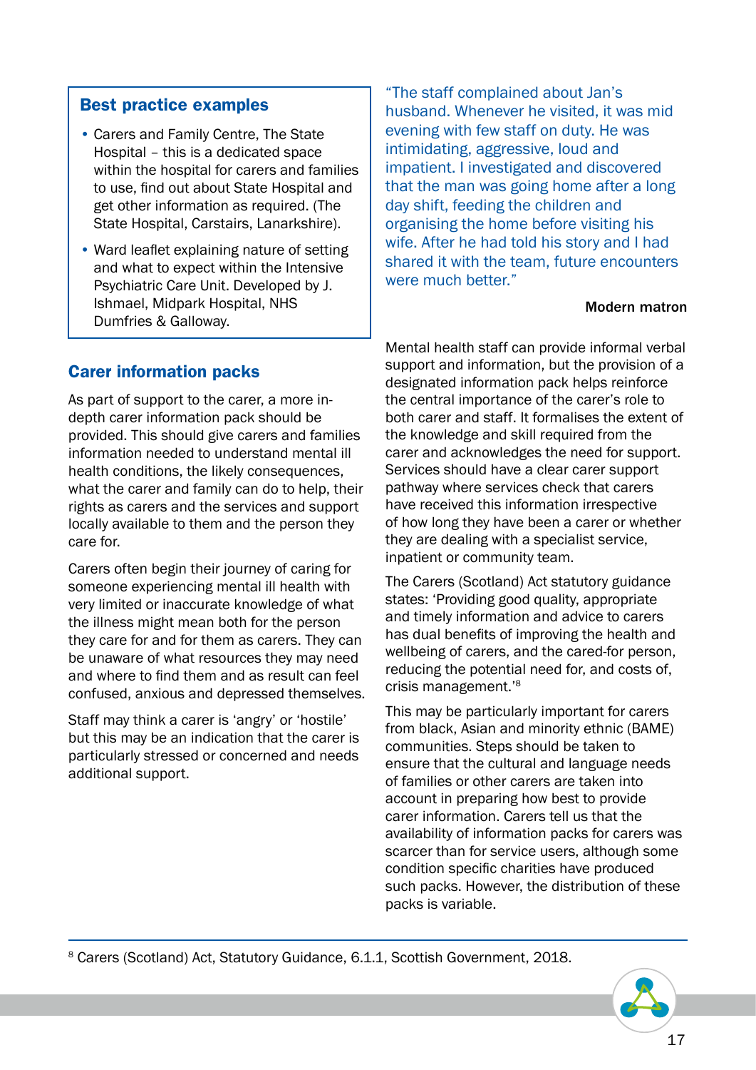### Best practice examples

- Carers and Family Centre, The State Hospital – this is a dedicated space within the hospital for carers and families to use, find out about State Hospital and get other information as required. (The State Hospital, Carstairs, Lanarkshire).
- Ward leaflet explaining nature of setting and what to expect within the Intensive Psychiatric Care Unit. Developed by J. Ishmael, Midpark Hospital, NHS Dumfries & Galloway.

## Carer information packs

As part of support to the carer, a more in-depth carer information pack should be provided. This should give carers and families information needed to understand mental ill health conditions, the likely consequences, what the carer and family can do to help, their rights as carers and the services and support locally available to them and the person they care for.

Carers often begin their journey of caring for someone experiencing mental ill health with very limited or inaccurate knowledge of what the illness might mean both for the person they care for and for them as carers. They can be unaware of what resources they may need and where to find them and as result can feel confused, anxious and depressed themselves.

Staff may think a carer is 'angry' or 'hostile' but this may be an indication that the carer is particularly stressed or concerned and needs additional support.

"The staff complained about Jan's husband. Whenever he visited, it was mid evening with few staff on duty. He was intimidating, aggressive, loud and impatient. I investigated and discovered that the man was going home after a long day shift, feeding the children and organising the home before visiting his wife. After he had told his story and I had shared it with the team, future encounters were much better."

**Modern matron**

Mental health staff can provide informal verbal support and information, but the provision of a designated information pack helps reinforce the central importance of the carer's role to both carer and staff. It formalises the extent of the knowledge and skill required from the carer and acknowledges the need for support. Services should have a clear carer support pathway where services check that carers have received this information irrespective of how long they have been a carer or whether they are dealing with a specialist service, inpatient or community team.

The Carers (Scotland) Act statutory guidance states: 'Providing good quality, appropriate and timely information and advice to carers has dual benefits of improving the health and wellbeing of carers, and the cared-for person, reducing the potential need for, and costs of, crisis management.'[8]

This may be particularly important for carers from black, Asian and minority ethnic (BAME) communities. Steps should be taken to ensure that the cultural and language needs of families or other carers are taken into account in preparing how best to provide carer information. Carers tell us that the availability of information packs for carers was scarcer than for service users, although some condition specific charities have produced such packs. However, the distribution of these packs is variable.

---

[8] Carers (Scotland) Act, Statutory Guidance, 6.1.1, Scottish Government, 2018.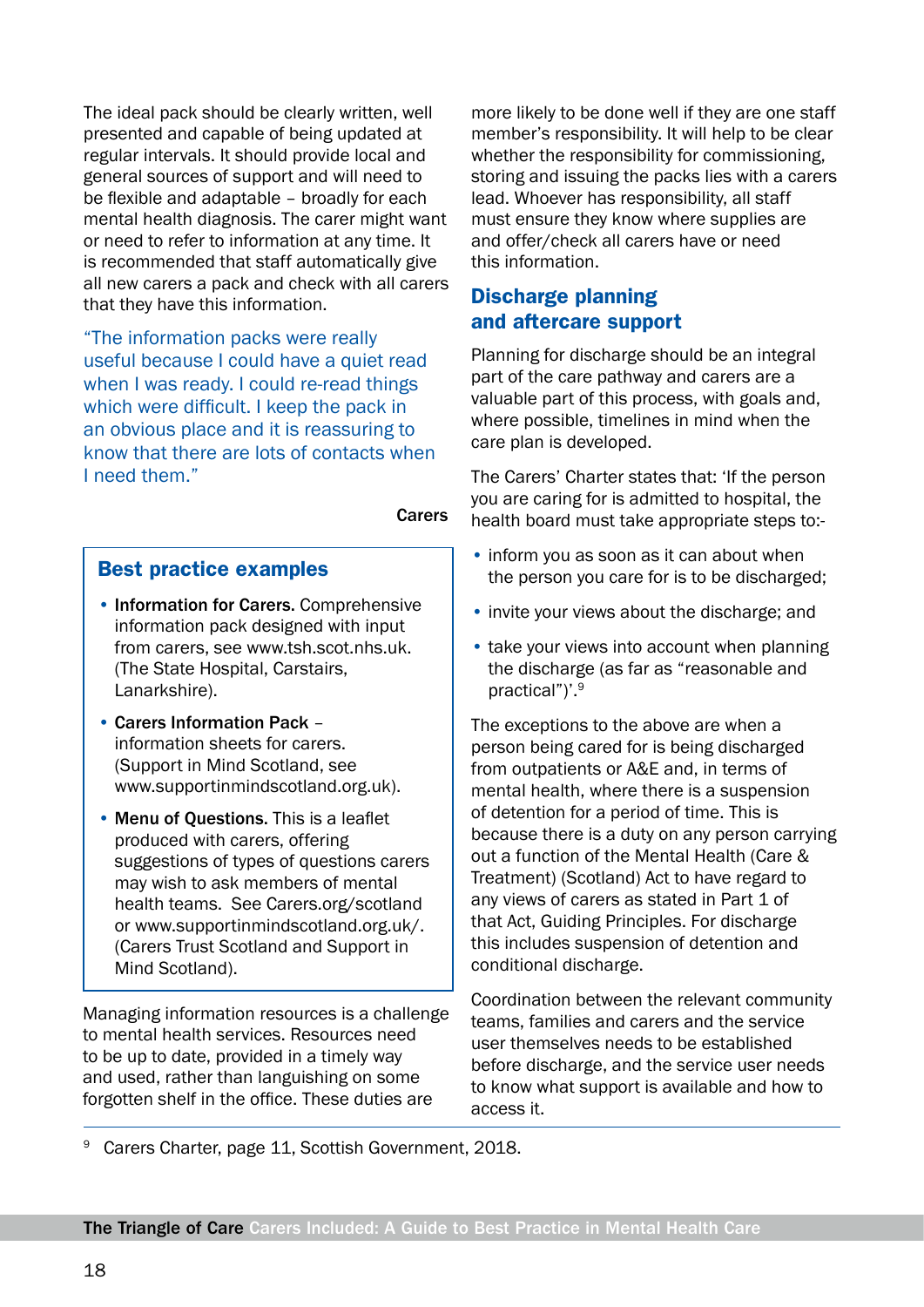The ideal pack should be clearly written, well presented and capable of being updated at regular intervals. It should provide local and general sources of support and will need to be flexible and adaptable – broadly for each mental health diagnosis. The carer might want or need to refer to information at any time. It is recommended that staff automatically give all new carers a pack and check with all carers that they have this information.

> "The information packs were really useful because I could have a quiet read when I was ready. I could re-read things which were difficult. I keep the pack in an obvious place and it is reassuring to know that there are lots of contacts when I need them."
>
> **Carers**

### Best practice examples

- **Information for Carers.** Comprehensive information pack designed with input from carers, see www.tsh.scot.nhs.uk. (The State Hospital, Carstairs, Lanarkshire).
- **Carers Information Pack** – information sheets for carers. (Support in Mind Scotland, see www.supportinmindscotland.org.uk).
- **Menu of Questions.** This is a leaflet produced with carers, offering suggestions of types of questions carers may wish to ask members of mental health teams. See Carers.org/scotland or www.supportinmindscotland.org.uk/. (Carers Trust Scotland and Support in Mind Scotland).

Managing information resources is a challenge to mental health services. Resources need to be up to date, provided in a timely way and used, rather than languishing on some forgotten shelf in the office. These duties are more likely to be done well if they are one staff member's responsibility. It will help to be clear whether the responsibility for commissioning, storing and issuing the packs lies with a carers lead. Whoever has responsibility, all staff must ensure they know where supplies are and offer/check all carers have or need this information.

## Discharge planning and aftercare support

Planning for discharge should be an integral part of the care pathway and carers are a valuable part of this process, with goals and, where possible, timelines in mind when the care plan is developed.

The Carers' Charter states that: 'If the person you are caring for is admitted to hospital, the health board must take appropriate steps to:-

- inform you as soon as it can about when the person you care for is to be discharged;
- invite your views about the discharge; and
- take your views into account when planning the discharge (as far as "reasonable and practical")'.[9]

The exceptions to the above are when a person being cared for is being discharged from outpatients or A&E and, in terms of mental health, where there is a suspension of detention for a period of time. This is because there is a duty on any person carrying out a function of the Mental Health (Care & Treatment) (Scotland) Act to have regard to any views of carers as stated in Part 1 of that Act, Guiding Principles. For discharge this includes suspension of detention and conditional discharge.

Coordination between the relevant community teams, families and carers and the service user themselves needs to be established before discharge, and the service user needs to know what support is available and how to access it.

[9] Carers Charter, page 11, Scottish Government, 2018.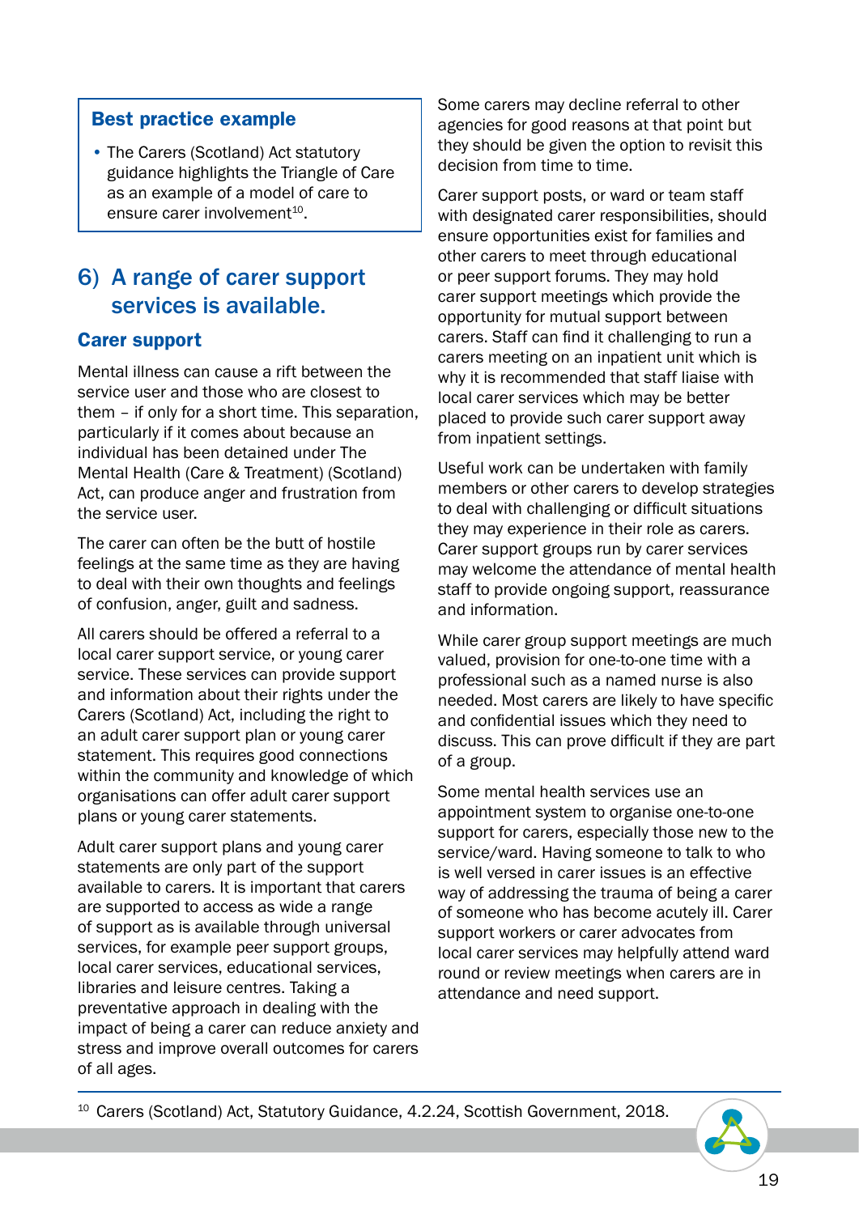**Best practice example**

- The Carers (Scotland) Act statutory guidance highlights the Triangle of Care as an example of a model of care to ensure carer involvement[10].

## 6) A range of carer support services is available.

### Carer support

Mental illness can cause a rift between the service user and those who are closest to them – if only for a short time. This separation, particularly if it comes about because an individual has been detained under The Mental Health (Care & Treatment) (Scotland) Act, can produce anger and frustration from the service user.

The carer can often be the butt of hostile feelings at the same time as they are having to deal with their own thoughts and feelings of confusion, anger, guilt and sadness.

All carers should be offered a referral to a local carer support service, or young carer service. These services can provide support and information about their rights under the Carers (Scotland) Act, including the right to an adult carer support plan or young carer statement. This requires good connections within the community and knowledge of which organisations can offer adult carer support plans or young carer statements.

Adult carer support plans and young carer statements are only part of the support available to carers. It is important that carers are supported to access as wide a range of support as is available through universal services, for example peer support groups, local carer services, educational services, libraries and leisure centres. Taking a preventative approach in dealing with the impact of being a carer can reduce anxiety and stress and improve overall outcomes for carers of all ages.

Some carers may decline referral to other agencies for good reasons at that point but they should be given the option to revisit this decision from time to time.

Carer support posts, or ward or team staff with designated carer responsibilities, should ensure opportunities exist for families and other carers to meet through educational or peer support forums. They may hold carer support meetings which provide the opportunity for mutual support between carers. Staff can find it challenging to run a carers meeting on an inpatient unit which is why it is recommended that staff liaise with local carer services which may be better placed to provide such carer support away from inpatient settings.

Useful work can be undertaken with family members or other carers to develop strategies to deal with challenging or difficult situations they may experience in their role as carers. Carer support groups run by carer services may welcome the attendance of mental health staff to provide ongoing support, reassurance and information.

While carer group support meetings are much valued, provision for one-to-one time with a professional such as a named nurse is also needed. Most carers are likely to have specific and confidential issues which they need to discuss. This can prove difficult if they are part of a group.

Some mental health services use an appointment system to organise one-to-one support for carers, especially those new to the service/ward. Having someone to talk to who is well versed in carer issues is an effective way of addressing the trauma of being a carer of someone who has become acutely ill. Carer support workers or carer advocates from local carer services may helpfully attend ward round or review meetings when carers are in attendance and need support.

---

[10] Carers (Scotland) Act, Statutory Guidance, 4.2.24, Scottish Government, 2018.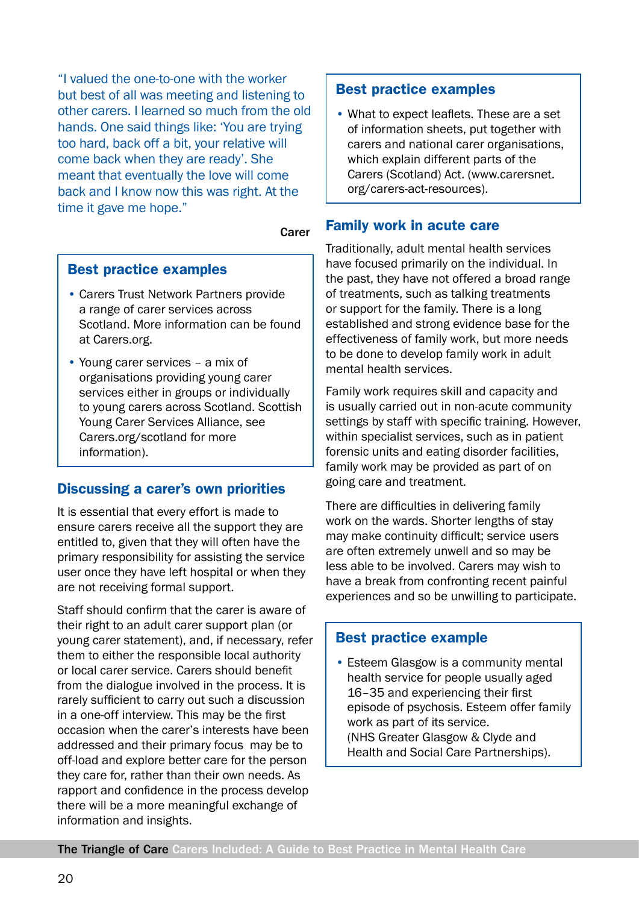"I valued the one-to-one with the worker but best of all was meeting and listening to other carers. I learned so much from the old hands. One said things like: 'You are trying too hard, back off a bit, your relative will come back when they are ready'. She meant that eventually the love will come back and I know now this was right. At the time it gave me hope."

**Carer**

### Best practice examples

- Carers Trust Network Partners provide a range of carer services across Scotland. More information can be found at Carers.org.
- Young carer services – a mix of organisations providing young carer services either in groups or individually to young carers across Scotland. Scottish Young Carer Services Alliance, see Carers.org/scotland for more information).

## Discussing a carer's own priorities

It is essential that every effort is made to ensure carers receive all the support they are entitled to, given that they will often have the primary responsibility for assisting the service user once they have left hospital or when they are not receiving formal support.

Staff should confirm that the carer is aware of their right to an adult carer support plan (or young carer statement), and, if necessary, refer them to either the responsible local authority or local carer service. Carers should benefit from the dialogue involved in the process. It is rarely sufficient to carry out such a discussion in a one-off interview. This may be the first occasion when the carer's interests have been addressed and their primary focus may be to off-load and explore better care for the person they care for, rather than their own needs. As rapport and confidence in the process develop there will be a more meaningful exchange of information and insights.

### Best practice examples

- What to expect leaflets. These are a set of information sheets, put together with carers and national carer organisations, which explain different parts of the Carers (Scotland) Act. (www.carersnet.org/carers-act-resources).

## Family work in acute care

Traditionally, adult mental health services have focused primarily on the individual. In the past, they have not offered a broad range of treatments, such as talking treatments or support for the family. There is a long established and strong evidence base for the effectiveness of family work, but more needs to be done to develop family work in adult mental health services.

Family work requires skill and capacity and is usually carried out in non-acute community settings by staff with specific training. However, within specialist services, such as in patient forensic units and eating disorder facilities, family work may be provided as part of on going care and treatment.

There are difficulties in delivering family work on the wards. Shorter lengths of stay may make continuity difficult; service users are often extremely unwell and so may be less able to be involved. Carers may wish to have a break from confronting recent painful experiences and so be unwilling to participate.

### Best practice example

- Esteem Glasgow is a community mental health service for people usually aged 16–35 and experiencing their first episode of psychosis. Esteem offer family work as part of its service. (NHS Greater Glasgow & Clyde and Health and Social Care Partnerships).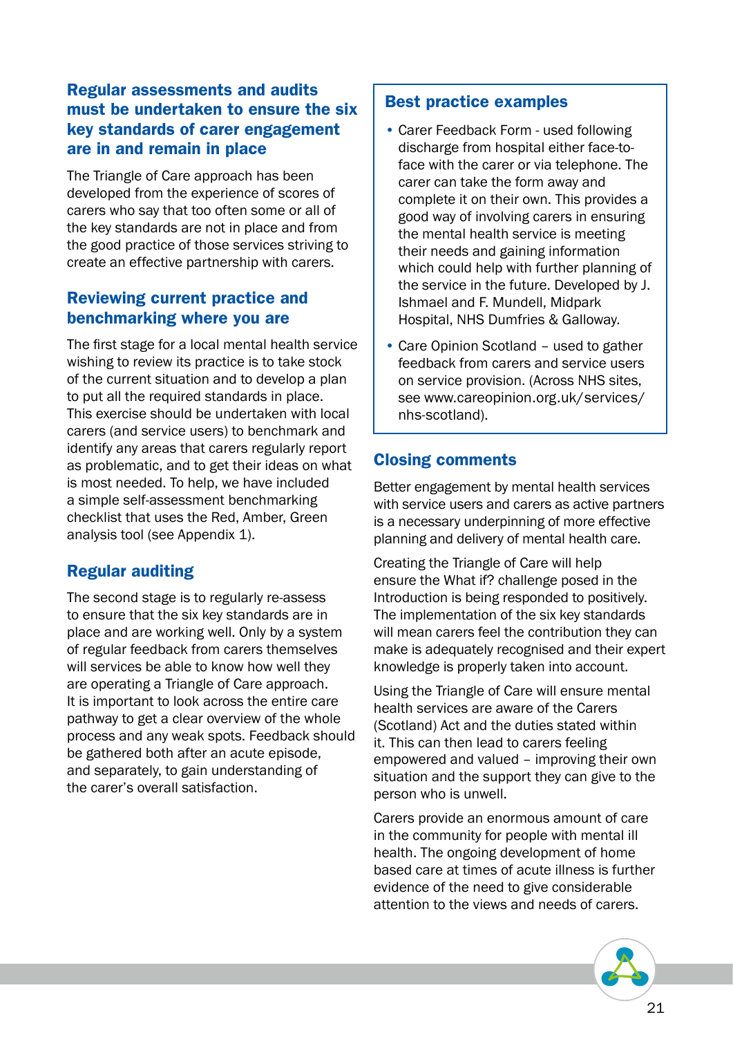## Regular assessments and audits must be undertaken to ensure the six key standards of carer engagement are in and remain in place

The Triangle of Care approach has been developed from the experience of scores of carers who say that too often some or all of the key standards are not in place and from the good practice of those services striving to create an effective partnership with carers.

### Reviewing current practice and benchmarking where you are

The first stage for a local mental health service wishing to review its practice is to take stock of the current situation and to develop a plan to put all the required standards in place. This exercise should be undertaken with local carers (and service users) to benchmark and identify any areas that carers regularly report as problematic, and to get their ideas on what is most needed. To help, we have included a simple self-assessment benchmarking checklist that uses the Red, Amber, Green analysis tool (see Appendix 1).

### Regular auditing

The second stage is to regularly re-assess to ensure that the six key standards are in place and are working well. Only by a system of regular feedback from carers themselves will services be able to know how well they are operating a Triangle of Care approach. It is important to look across the entire care pathway to get a clear overview of the whole process and any weak spots. Feedback should be gathered both after an acute episode, and separately, to gain understanding of the carer's overall satisfaction.

### Best practice examples

- Carer Feedback Form - used following discharge from hospital either face-to-face with the carer or via telephone. The carer can take the form away and complete it on their own. This provides a good way of involving carers in ensuring the mental health service is meeting their needs and gaining information which could help with further planning of the service in the future. Developed by J. Ishmael and F. Mundell, Midpark Hospital, NHS Dumfries & Galloway.
- Care Opinion Scotland – used to gather feedback from carers and service users on service provision. (Across NHS sites, see www.careopinion.org.uk/services/nhs-scotland).

## Closing comments

Better engagement by mental health services with service users and carers as active partners is a necessary underpinning of more effective planning and delivery of mental health care.

Creating the Triangle of Care will help ensure the What if? challenge posed in the Introduction is being responded to positively. The implementation of the six key standards will mean carers feel the contribution they can make is adequately recognised and their expert knowledge is properly taken into account.

Using the Triangle of Care will ensure mental health services are aware of the Carers (Scotland) Act and the duties stated within it. This can then lead to carers feeling empowered and valued – improving their own situation and the support they can give to the person who is unwell.

Carers provide an enormous amount of care in the community for people with mental ill health. The ongoing development of home based care at times of acute illness is further evidence of the need to give considerable attention to the views and needs of carers.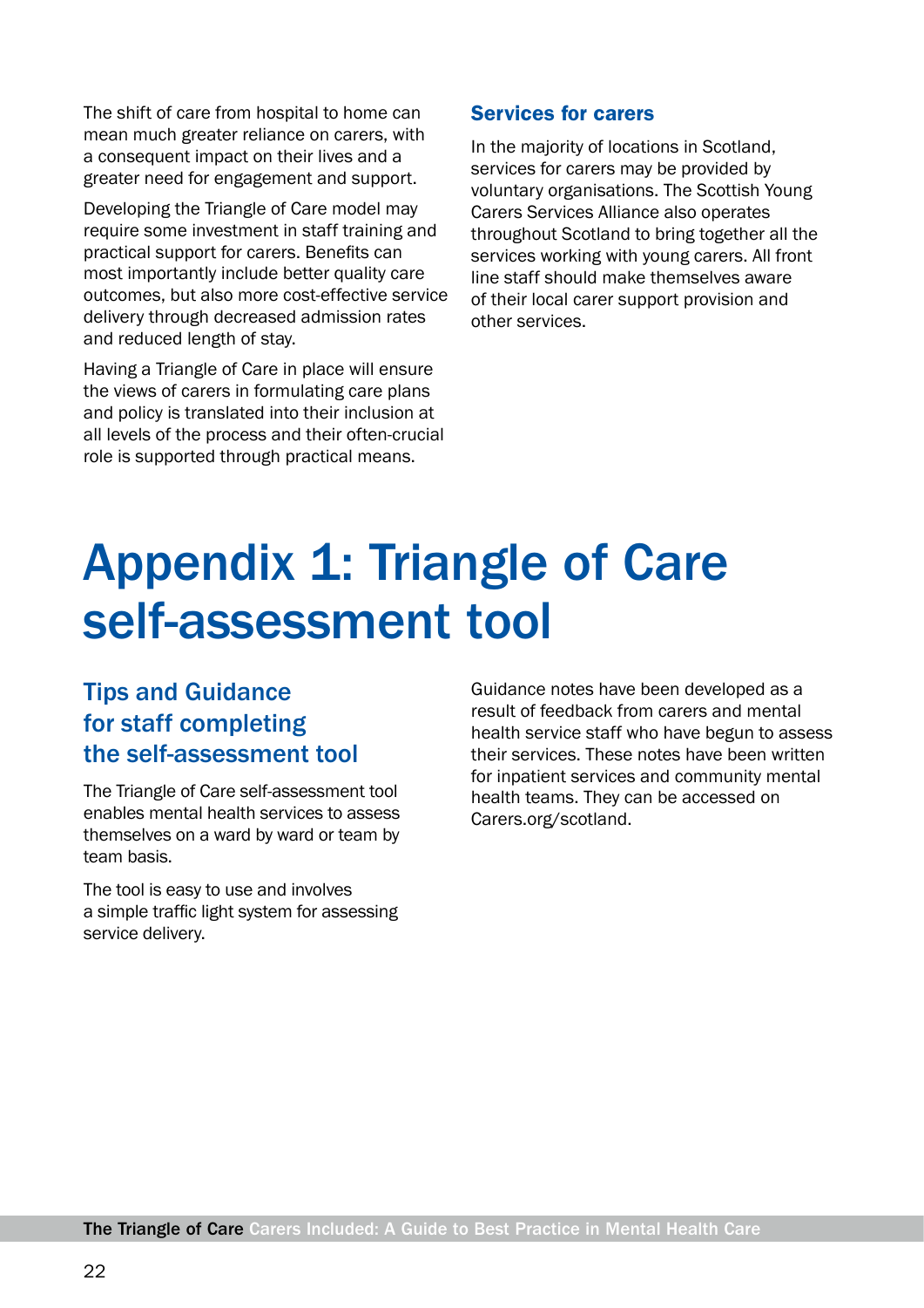The shift of care from hospital to home can mean much greater reliance on carers, with a consequent impact on their lives and a greater need for engagement and support.

Developing the Triangle of Care model may require some investment in staff training and practical support for carers. Benefits can most importantly include better quality care outcomes, but also more cost-effective service delivery through decreased admission rates and reduced length of stay.

Having a Triangle of Care in place will ensure the views of carers in formulating care plans and policy is translated into their inclusion at all levels of the process and their often-crucial role is supported through practical means.

### Services for carers

In the majority of locations in Scotland, services for carers may be provided by voluntary organisations. The Scottish Young Carers Services Alliance also operates throughout Scotland to bring together all the services working with young carers. All front line staff should make themselves aware of their local carer support provision and other services.

# Appendix 1: Triangle of Care self-assessment tool

## Tips and Guidance for staff completing the self-assessment tool

The Triangle of Care self-assessment tool enables mental health services to assess themselves on a ward by ward or team by team basis.

The tool is easy to use and involves a simple traffic light system for assessing service delivery.

Guidance notes have been developed as a result of feedback from carers and mental health service staff who have begun to assess their services. These notes have been written for inpatient services and community mental health teams. They can be accessed on Carers.org/scotland.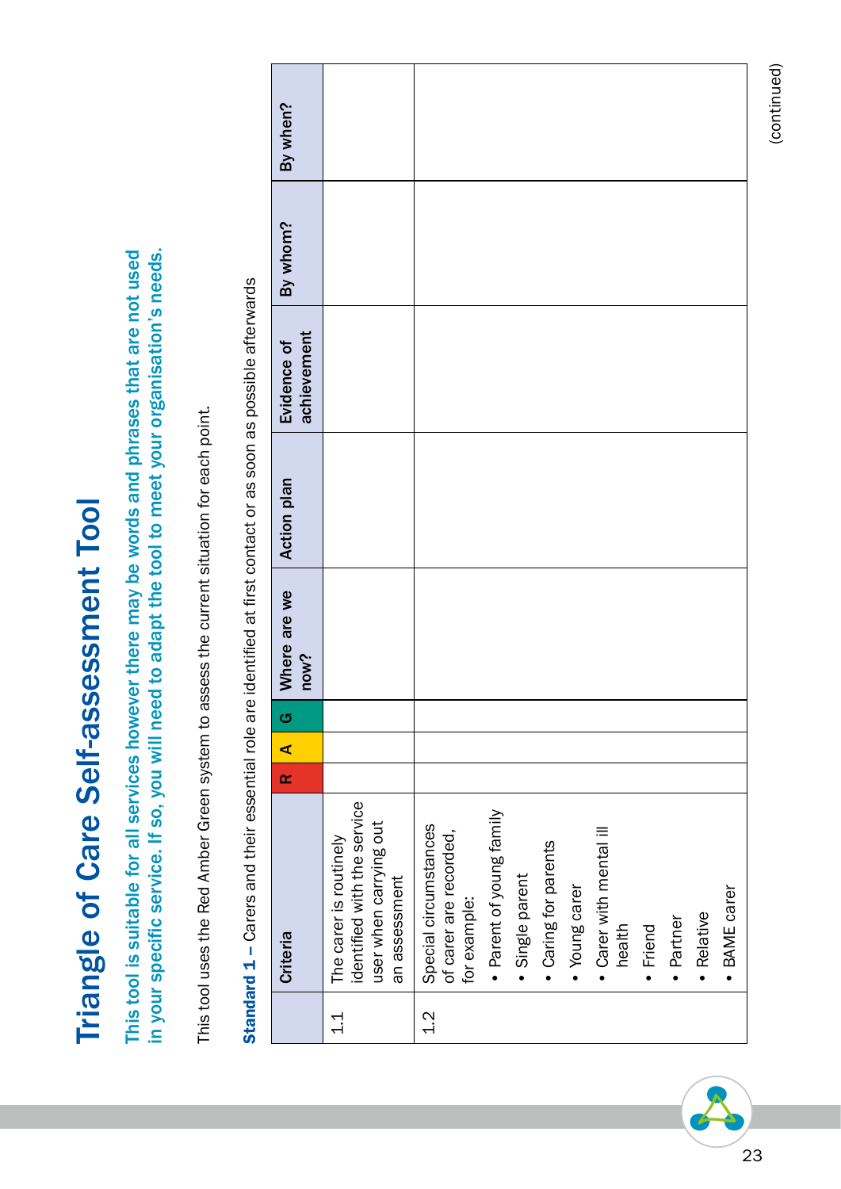# Triangle of Care Self-assessment Tool

**This tool is suitable for all services however there may be words and phrases that are not used in your specific service. If so, you will need to adapt the tool to meet your organisation's needs.**

This tool uses the Red Amber Green system to assess the current situation for each point.

**Standard 1** – Carers and their essential role are identified at first contact or as soon as possible afterwards

| | Criteria | R | A | G | Where are we now? | Action plan | Evidence of achievement | By whom? | By when? |
|---|---|---|---|---|---|---|---|---|---|
| 1.1 | The carer is routinely identified with the service user when carrying out an assessment | | | | | | | | |
| 1.2 | Special circumstances of carer are recorded, for example:<br>• Parent of young family<br>• Single parent<br>• Caring for parents<br>• Young carer<br>• Carer with mental ill health<br>• Friend<br>• Partner<br>• Relative<br>• BAME carer | | | | | | | | |

(continued)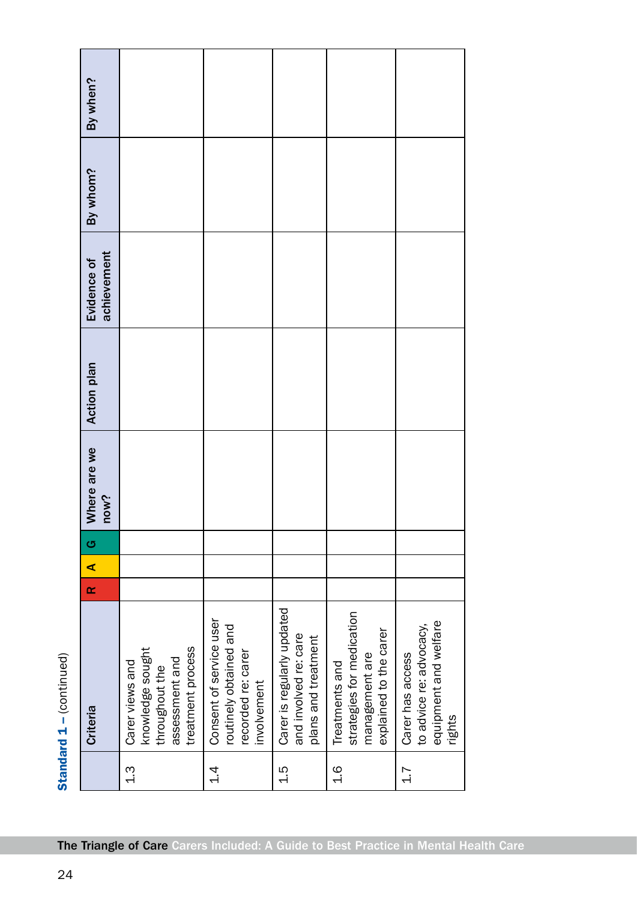**Standard 1** – (continued)

| | Criteria | R | A | G | Where are we now? | Action plan | Evidence of achievement | By whom? | By when? |
|---|---|---|---|---|---|---|---|---|---|
| 1.3 | Carer views and knowledge sought throughout the assessment and treatment process | | | | | | | | |
| 1.4 | Consent of service user routinely obtained and recorded re: carer involvement | | | | | | | | |
| 1.5 | Carer is regularly updated and involved re: care plans and treatment | | | | | | | | |
| 1.6 | Treatments and strategies for medication management are explained to the carer | | | | | | | | |
| 1.7 | Carer has access to advice re: advocacy, equipment and welfare rights | | | | | | | | |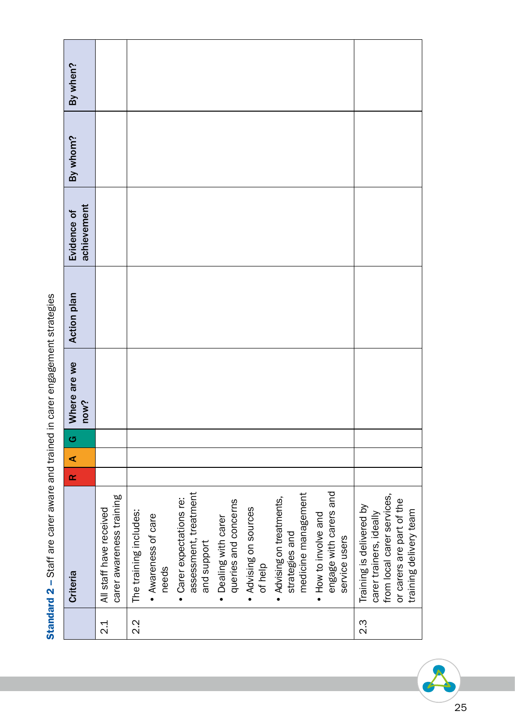**Standard 2** – Staff are carer aware and trained in carer engagement strategies

| | Criteria | R | A | G | Where are we now? | Action plan | Evidence of achievement | By whom? | By when? |
|---|---|---|---|---|---|---|---|---|---|
| 2.1 | All staff have received carer awareness training | | | | | | | | |
| 2.2 | The training includes:<br>• Awareness of care needs<br>• Carer expectations re: assessment, treatment and support<br>• Dealing with carer queries and concerns<br>• Advising on sources of help<br>• Advising on treatments, strategies and medicine management<br>• How to involve and engage with carers and service users | | | | | | | | |
| 2.3 | Training is delivered by carer trainers, ideally from local carer services, or carers are part of the training delivery team | | | | | | | | |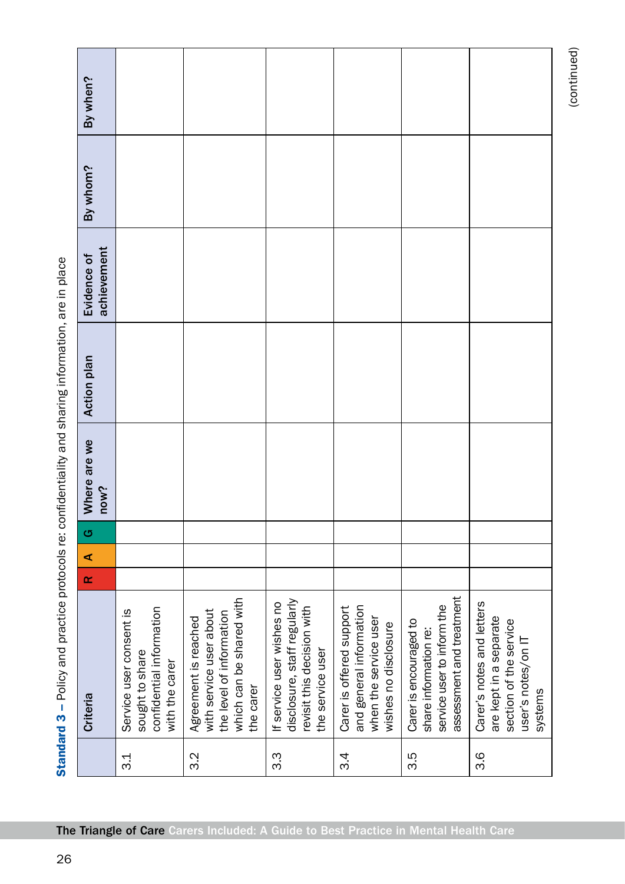**Standard 3** – Policy and practice protocols re: confidentiality and sharing information, are in place

| | Criteria | R | A | G | Where are we now? | Action plan | Evidence of achievement | By whom? | By when? |
|---|---|---|---|---|---|---|---|---|---|
| 3.1 | Service user consent is sought to share confidential information with the carer | | | | | | | | |
| 3.2 | Agreement is reached with service user about the level of information which can be shared with the carer | | | | | | | | |
| 3.3 | If service user wishes no disclosure, staff regularly revisit this decision with the service user | | | | | | | | |
| 3.4 | Carer is offered support and general information when the service user wishes no disclosure | | | | | | | | |
| 3.5 | Carer is encouraged to share information re: service user to inform the assessment and treatment | | | | | | | | |
| 3.6 | Carer's notes and letters are kept in a separate section of the service user's notes/on IT systems | | | | | | | | |

(continued)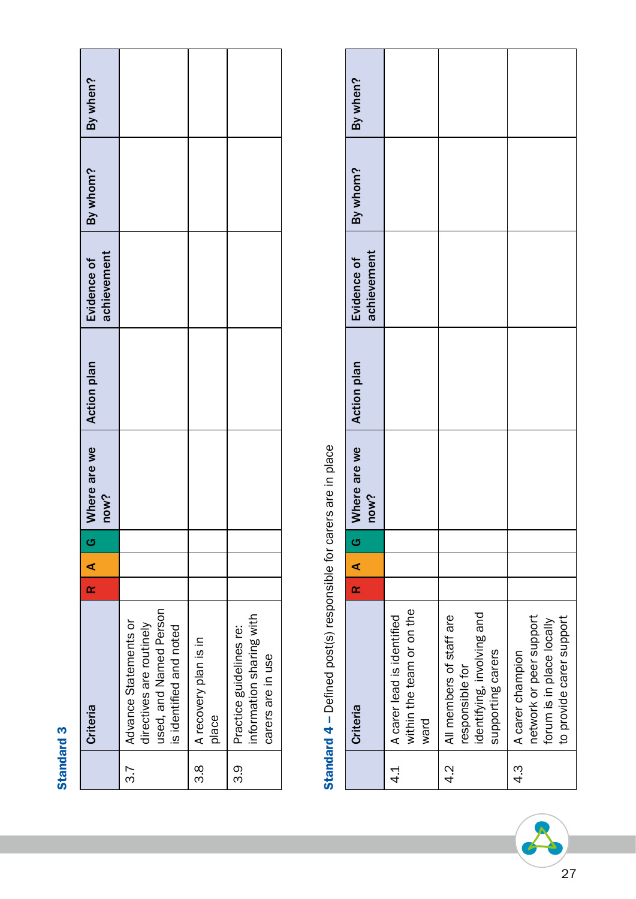## Standard 3

| | Criteria | R | A | G | Where are we now? | Action plan | Evidence of achievement | By whom? | By when? |
|---|---|---|---|---|---|---|---|---|---|
| 3.7 | Advance Statements or directives are routinely used, and Named Person is identified and noted | | | | | | | | |
| 3.8 | A recovery plan is in place | | | | | | | | |
| 3.9 | Practice guidelines re: information sharing with carers are in use | | | | | | | | |

## Standard 4 – Defined post(s) responsible for carers are in place

| | Criteria | R | A | G | Where are we now? | Action plan | Evidence of achievement | By whom? | By when? |
|---|---|---|---|---|---|---|---|---|---|
| 4.1 | A carer lead is identified within the team or on the ward | | | | | | | | |
| 4.2 | All members of staff are responsible for identifying, involving and supporting carers | | | | | | | | |
| 4.3 | A carer champion network or peer support forum is in place locally to provide carer support | | | | | | | | |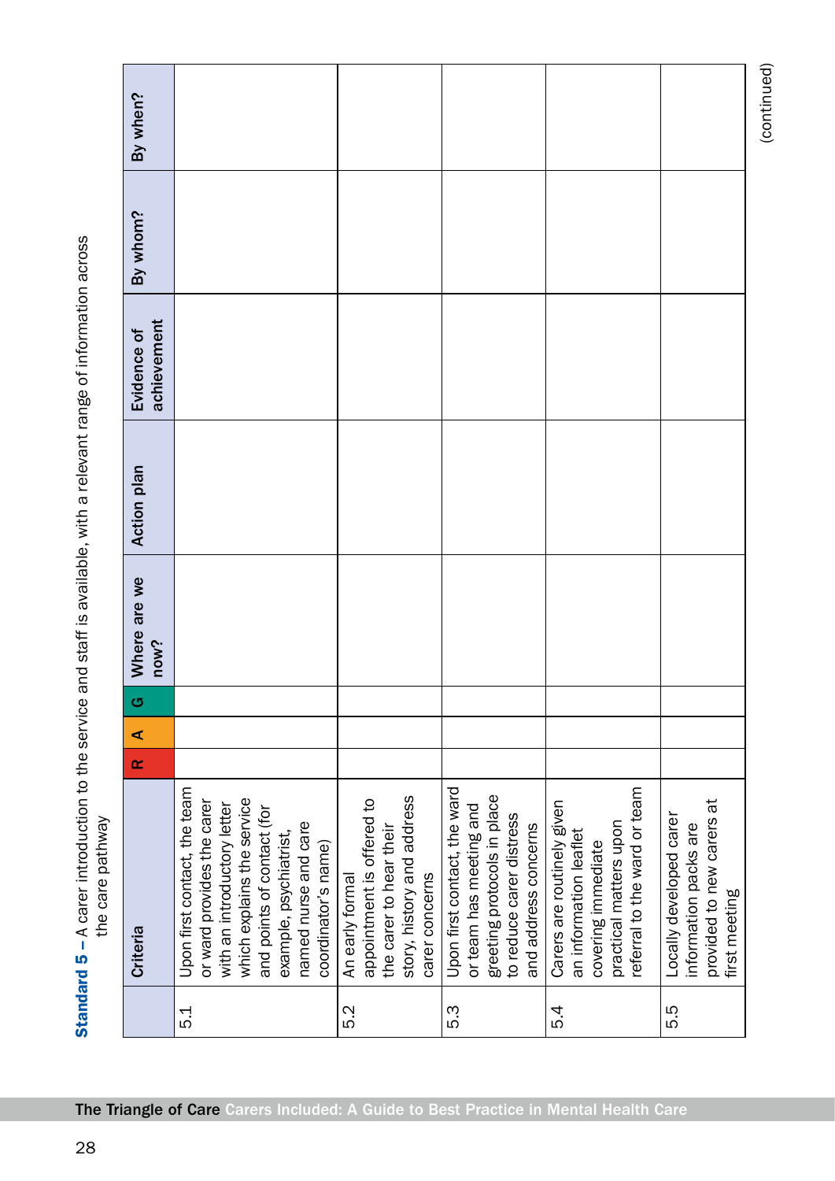**Standard 5** – A carer introduction to the service and staff is available, with a relevant range of information across the care pathway

| | Criteria | R | A | G | Where are we now? | Action plan | Evidence of achievement | By whom? | By when? |
|---|---|---|---|---|---|---|---|---|---|
| 5.1 | Upon first contact, the team or ward provides the carer with an introductory letter which explains the service and points of contact (for example, psychiatrist, named nurse and care coordinator's name) | | | | | | | | |
| 5.2 | An early formal appointment is offered to the carer to hear their story, history and address carer concerns | | | | | | | | |
| 5.3 | Upon first contact, the ward or team has meeting and greeting protocols in place to reduce carer distress and address concerns | | | | | | | | |
| 5.4 | Carers are routinely given an information leaflet covering immediate practical matters upon referral to the ward or team | | | | | | | | |
| 5.5 | Locally developed carer information packs are provided to new carers at first meeting | | | | | | | | |

(continued)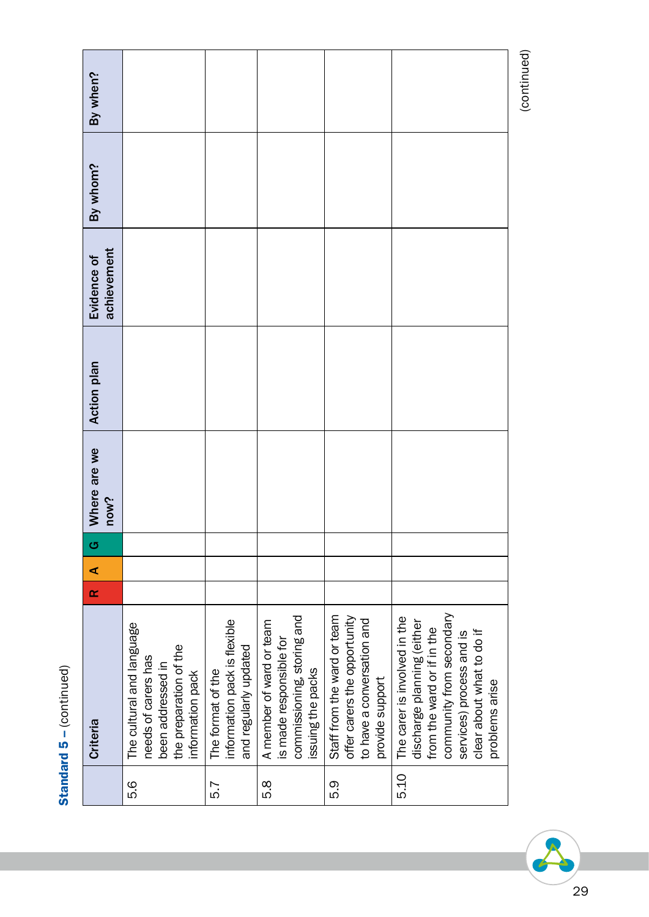**Standard 5** – (continued)

| | Criteria | R | A | G | Where are we now? | Action plan | Evidence of achievement | By whom? | By when? |
|---|---|---|---|---|---|---|---|---|---|
| 5.6 | The cultural and language needs of carers has been addressed in the preparation of the information pack | | | | | | | | |
| 5.7 | The format of the information pack is flexible and regularly updated | | | | | | | | |
| 5.8 | A member of ward or team is made responsible for commissioning, storing and issuing the packs | | | | | | | | |
| 5.9 | Staff from the ward or team offer carers the opportunity to have a conversation and provide support | | | | | | | | |
| 5.10 | The carer is involved in the discharge planning (either from the ward or if in the community from secondary services) process and is clear about what to do if problems arise | | | | | | | | |

(continued)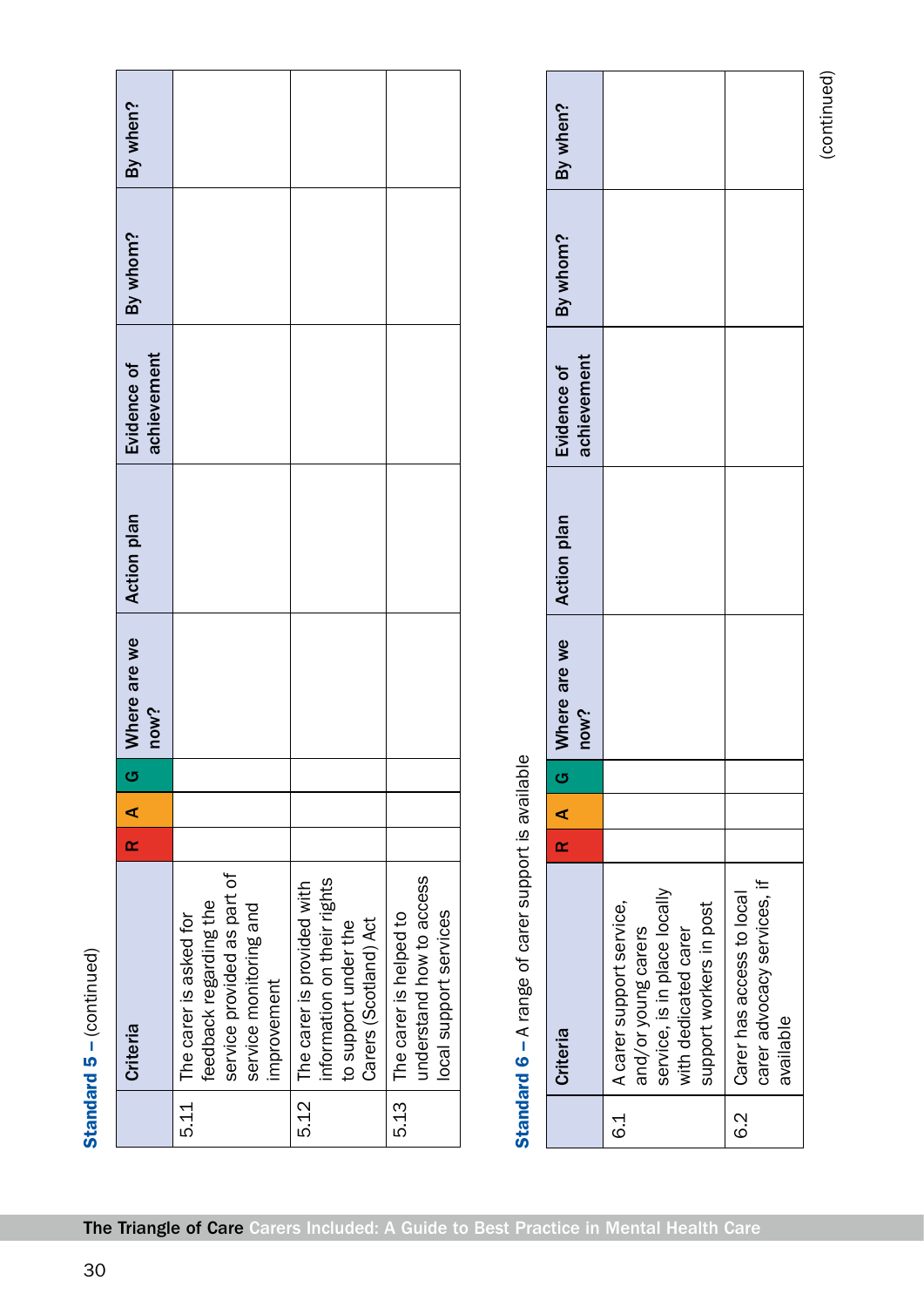**Standard 5** – (continued)

| | Criteria | R | A | G | Where are we now? | Action plan | Evidence of achievement | By whom? | By when? |
|---|---|---|---|---|---|---|---|---|---|
| 5.11 | The carer is asked for feedback regarding the service provided as part of service monitoring and improvement | | | | | | | | |
| 5.12 | The carer is provided with information on their rights to support under the Carers (Scotland) Act | | | | | | | | |
| 5.13 | The carer is helped to understand how to access local support services | | | | | | | | |

**Standard 6** – A range of carer support is available

| | Criteria | R | A | G | Where are we now? | Action plan | Evidence of achievement | By whom? | By when? |
|---|---|---|---|---|---|---|---|---|---|
| 6.1 | A carer support service, and/or young carers service, is in place locally with dedicated carer support workers in post | | | | | | | | |
| 6.2 | Carer has access to local carer advocacy services, if available | | | | | | | | |

(continued)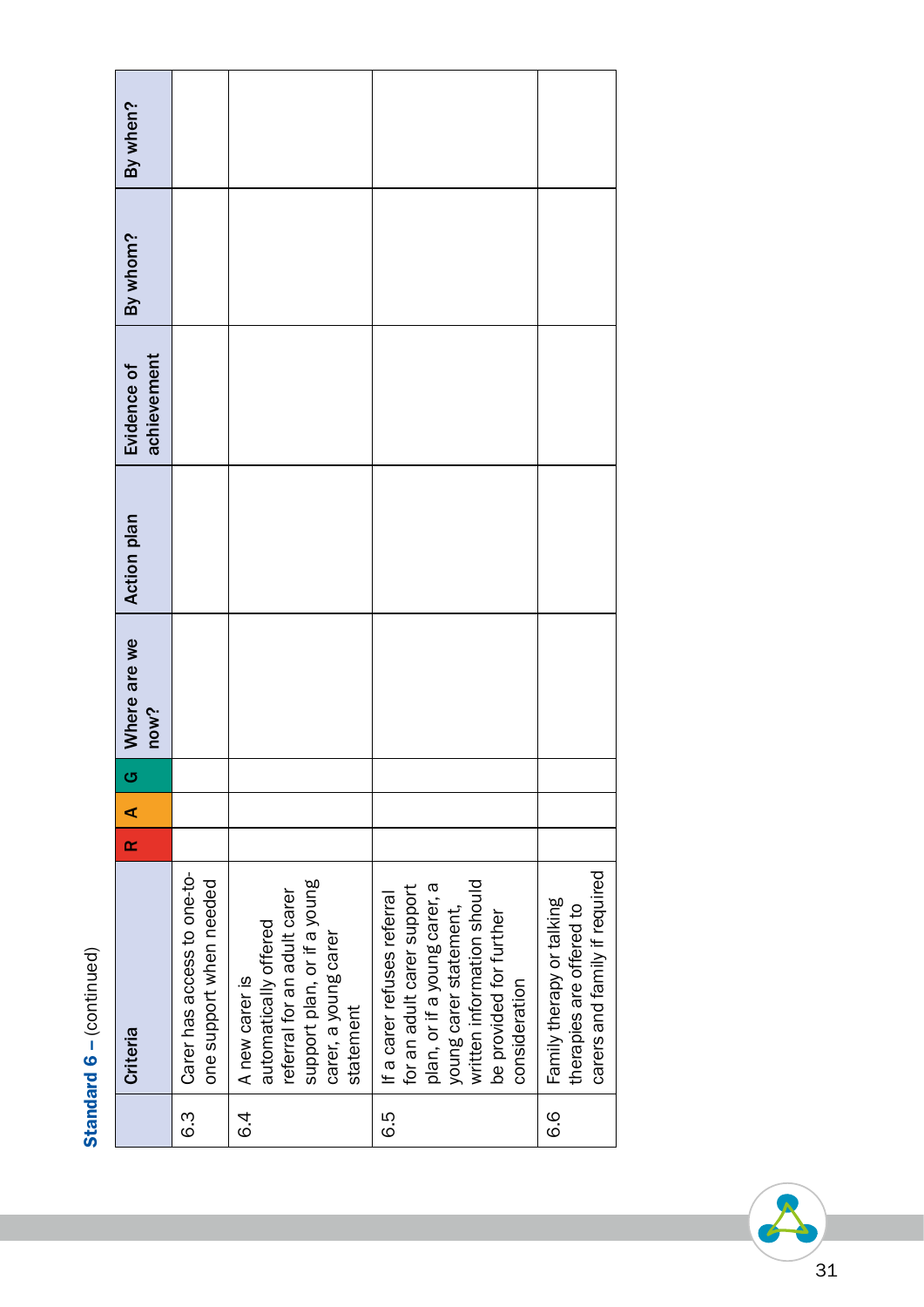**Standard 6** – (continued)

| | Criteria | R | A | G | Where are we now? | Action plan | Evidence of achievement | By whom? | By when? |
|---|---|---|---|---|---|---|---|---|---|
| 6.3 | Carer has access to one-to-one support when needed | | | | | | | | |
| 6.4 | A new carer is automatically offered referral for an adult carer support plan, or if a young carer, a young carer statement | | | | | | | | |
| 6.5 | If a carer refuses referral for an adult carer support plan, or if a young carer, a young carer statement, written information should be provided for further consideration | | | | | | | | |
| 6.6 | Family therapy or talking therapies are offered to carers and family if required | | | | | | | | |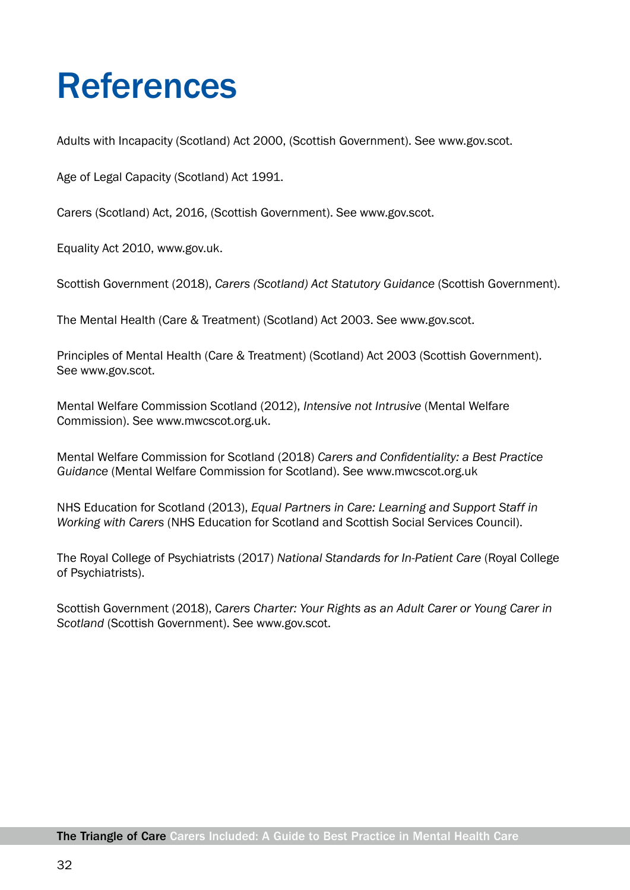# References

Adults with Incapacity (Scotland) Act 2000, (Scottish Government). See www.gov.scot.

Age of Legal Capacity (Scotland) Act 1991.

Carers (Scotland) Act, 2016, (Scottish Government). See www.gov.scot.

Equality Act 2010, www.gov.uk.

Scottish Government (2018), *Carers (Scotland) Act Statutory Guidance* (Scottish Government).

The Mental Health (Care & Treatment) (Scotland) Act 2003. See www.gov.scot.

Principles of Mental Health (Care & Treatment) (Scotland) Act 2003 (Scottish Government). See www.gov.scot.

Mental Welfare Commission Scotland (2012), *Intensive not Intrusive* (Mental Welfare Commission). See www.mwcscot.org.uk.

Mental Welfare Commission for Scotland (2018) *Carers and Confidentiality: a Best Practice Guidance* (Mental Welfare Commission for Scotland). See www.mwcscot.org.uk

NHS Education for Scotland (2013), *Equal Partners in Care: Learning and Support Staff in Working with Carers* (NHS Education for Scotland and Scottish Social Services Council).

The Royal College of Psychiatrists (2017) *National Standards for In-Patient Care* (Royal College of Psychiatrists).

Scottish Government (2018), *Carers Charter: Your Rights as an Adult Carer or Young Carer in Scotland* (Scottish Government). See www.gov.scot.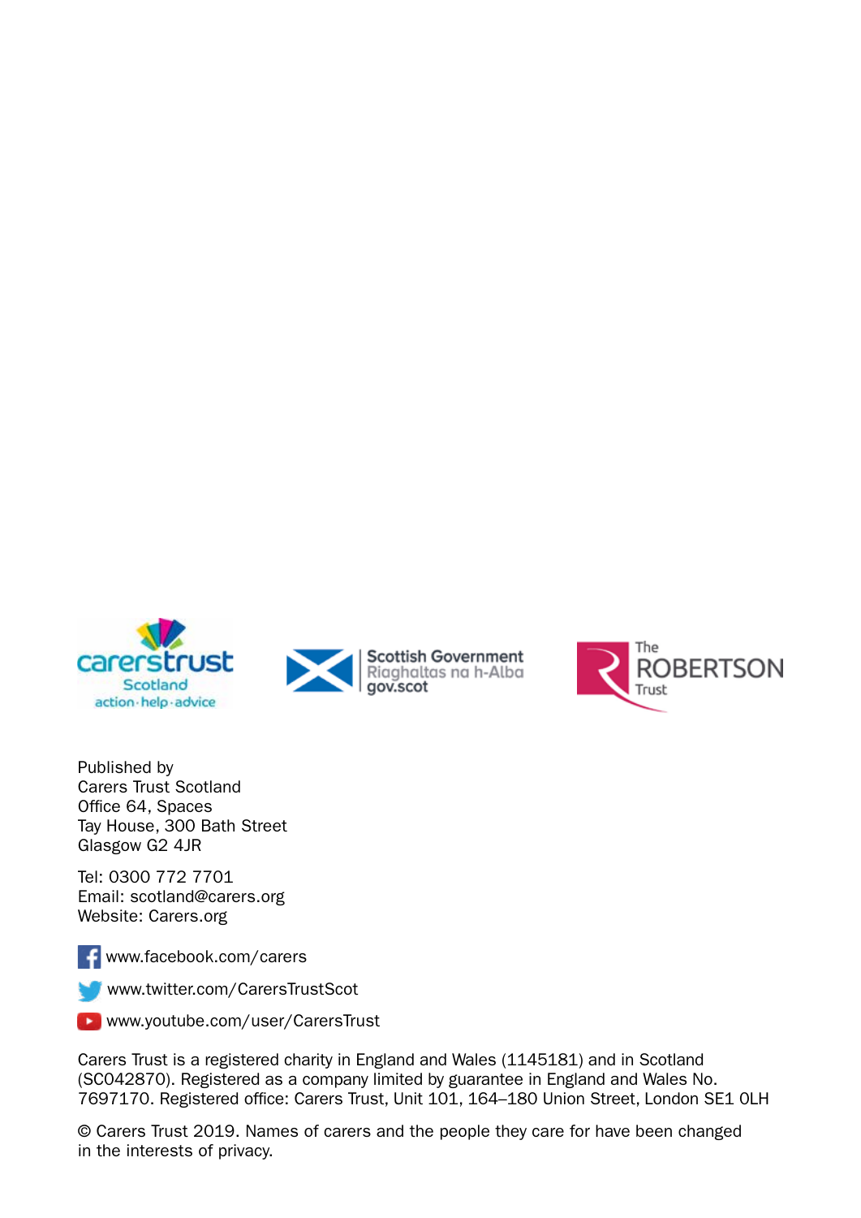Published by
Carers Trust Scotland
Office 64, Spaces
Tay House, 300 Bath Street
Glasgow G2 4JR

Tel: 0300 772 7701
Email: scotland@carers.org
Website: Carers.org

www.facebook.com/carers

www.twitter.com/CarersTrustScot

www.youtube.com/user/CarersTrust

Carers Trust is a registered charity in England and Wales (1145181) and in Scotland (SC042870). Registered as a company limited by guarantee in England and Wales No. 7697170. Registered office: Carers Trust, Unit 101, 164–180 Union Street, London SE1 0LH

© Carers Trust 2019. Names of carers and the people they care for have been changed in the interests of privacy.